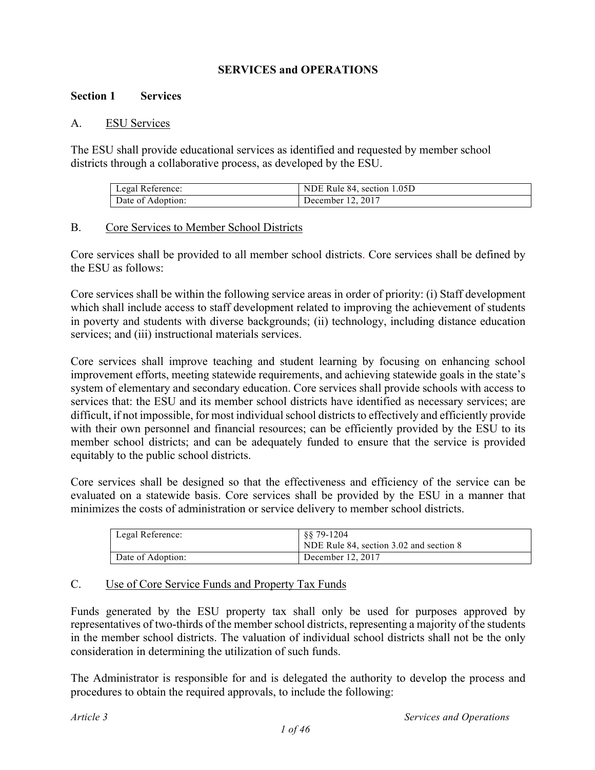# SERVICES and OPERATIONS

## Section 1 Services

### A. ESU Services

The ESU shall provide educational services as identified and requested by member school districts through a collaborative process, as developed by the ESU.

| Legal Reference: | NDE Rule 84, section 1.05D |
| --- | --- |
| Date of Adoption: | December 12, 2017 |

### B. Core Services to Member School Districts

Core services shall be provided to all member school districts. Core services shall be defined by the ESU as follows:

Core services shall be within the following service areas in order of priority: (i) Staff development which shall include access to staff development related to improving the achievement of students in poverty and students with diverse backgrounds; (ii) technology, including distance education services; and (iii) instructional materials services.

Core services shall improve teaching and student learning by focusing on enhancing school improvement efforts, meeting statewide requirements, and achieving statewide goals in the state's system of elementary and secondary education. Core services shall provide schools with access to services that: the ESU and its member school districts have identified as necessary services; are difficult, if not impossible, for most individual school districts to effectively and efficiently provide with their own personnel and financial resources; can be efficiently provided by the ESU to its member school districts; and can be adequately funded to ensure that the service is provided equitably to the public school districts.

Core services shall be designed so that the effectiveness and efficiency of the service can be evaluated on a statewide basis. Core services shall be provided by the ESU in a manner that minimizes the costs of administration or service delivery to member school districts.

| Legal Reference: | §§ 79-1204<br>NDE Rule 84, section 3.02 and section 8 |
| --- | --- |
| Date of Adoption: | December 12, 2017 |

### C. Use of Core Service Funds and Property Tax Funds

Funds generated by the ESU property tax shall only be used for purposes approved by representatives of two-thirds of the member school districts, representing a majority of the students in the member school districts. The valuation of individual school districts shall not be the only consideration in determining the utilization of such funds.

The Administrator is responsible for and is delegated the authority to develop the process and procedures to obtain the required approvals, to include the following: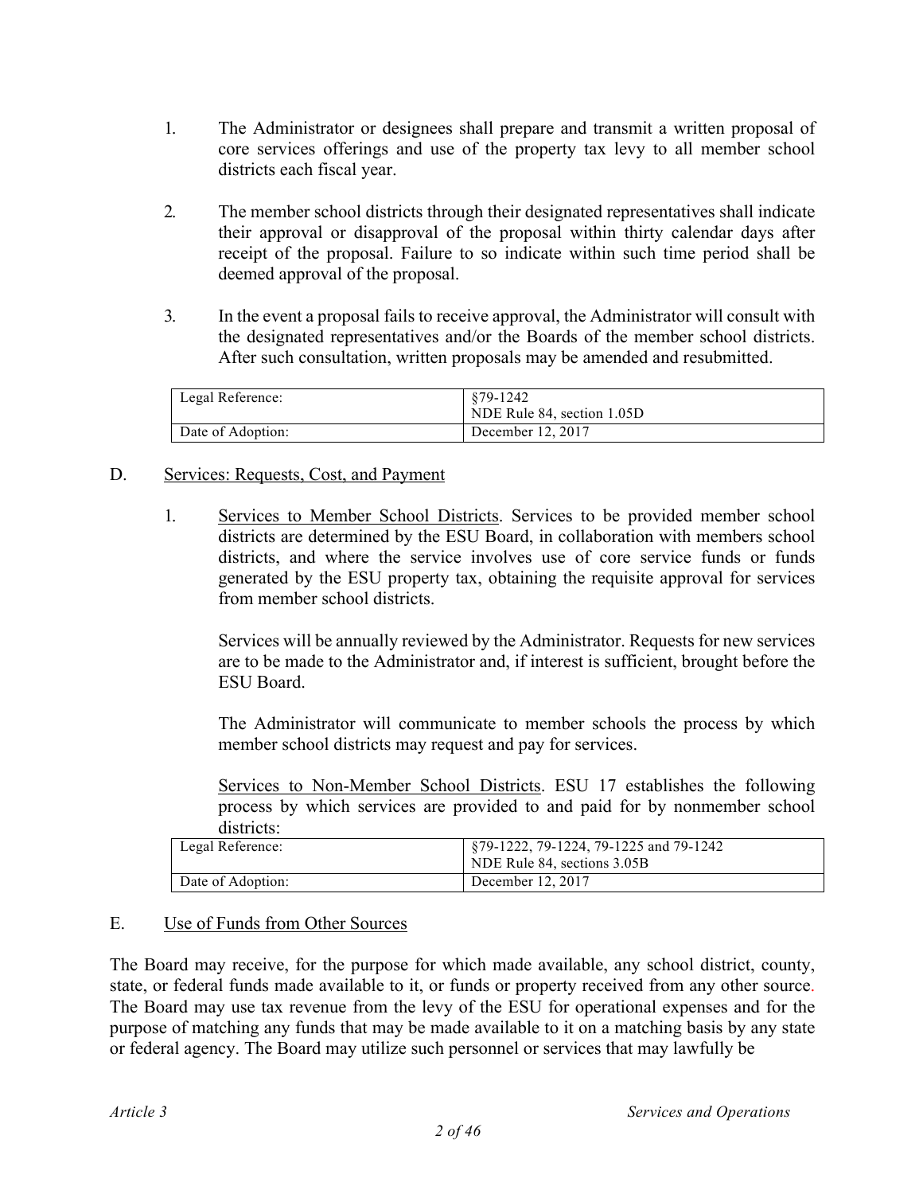1. The Administrator or designees shall prepare and transmit a written proposal of core services offerings and use of the property tax levy to all member school districts each fiscal year.

2. The member school districts through their designated representatives shall indicate their approval or disapproval of the proposal within thirty calendar days after receipt of the proposal. Failure to so indicate within such time period shall be deemed approval of the proposal.

3. In the event a proposal fails to receive approval, the Administrator will consult with the designated representatives and/or the Boards of the member school districts. After such consultation, written proposals may be amended and resubmitted.

| Legal Reference: | §79-1242<br>NDE Rule 84, section 1.05D |
|---|---|
| Date of Adoption: | December 12, 2017 |

## D. Services: Requests, Cost, and Payment

1. Services to Member School Districts. Services to be provided member school districts are determined by the ESU Board, in collaboration with members school districts, and where the service involves use of core service funds or funds generated by the ESU property tax, obtaining the requisite approval for services from member school districts.

   Services will be annually reviewed by the Administrator. Requests for new services are to be made to the Administrator and, if interest is sufficient, brought before the ESU Board.

   The Administrator will communicate to member schools the process by which member school districts may request and pay for services.

   Services to Non-Member School Districts. ESU 17 establishes the following process by which services are provided to and paid for by nonmember school districts:

| Legal Reference: | §79-1222, 79-1224, 79-1225 and 79-1242<br>NDE Rule 84, sections 3.05B |
|---|---|
| Date of Adoption: | December 12, 2017 |

## E. Use of Funds from Other Sources

The Board may receive, for the purpose for which made available, any school district, county, state, or federal funds made available to it, or funds or property received from any other source. The Board may use tax revenue from the levy of the ESU for operational expenses and for the purpose of matching any funds that may be made available to it on a matching basis by any state or federal agency. The Board may utilize such personnel or services that may lawfully be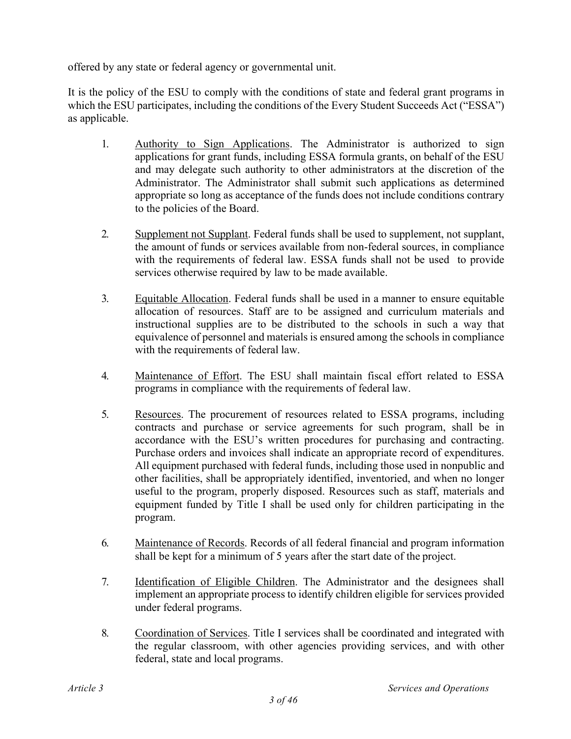offered by any state or federal agency or governmental unit.

It is the policy of the ESU to comply with the conditions of state and federal grant programs in which the ESU participates, including the conditions of the Every Student Succeeds Act ("ESSA") as applicable.

1. <u>Authority to Sign Applications</u>. The Administrator is authorized to sign applications for grant funds, including ESSA formula grants, on behalf of the ESU and may delegate such authority to other administrators at the discretion of the Administrator. The Administrator shall submit such applications as determined appropriate so long as acceptance of the funds does not include conditions contrary to the policies of the Board.

2. <u>Supplement not Supplant</u>. Federal funds shall be used to supplement, not supplant, the amount of funds or services available from non-federal sources, in compliance with the requirements of federal law. ESSA funds shall not be used to provide services otherwise required by law to be made available.

3. <u>Equitable Allocation</u>. Federal funds shall be used in a manner to ensure equitable allocation of resources. Staff are to be assigned and curriculum materials and instructional supplies are to be distributed to the schools in such a way that equivalence of personnel and materials is ensured among the schools in compliance with the requirements of federal law.

4. <u>Maintenance of Effort</u>. The ESU shall maintain fiscal effort related to ESSA programs in compliance with the requirements of federal law.

5. <u>Resources</u>. The procurement of resources related to ESSA programs, including contracts and purchase or service agreements for such program, shall be in accordance with the ESU's written procedures for purchasing and contracting. Purchase orders and invoices shall indicate an appropriate record of expenditures. All equipment purchased with federal funds, including those used in nonpublic and other facilities, shall be appropriately identified, inventoried, and when no longer useful to the program, properly disposed. Resources such as staff, materials and equipment funded by Title I shall be used only for children participating in the program.

6. <u>Maintenance of Records</u>. Records of all federal financial and program information shall be kept for a minimum of 5 years after the start date of the project.

7. <u>Identification of Eligible Children</u>. The Administrator and the designees shall implement an appropriate process to identify children eligible for services provided under federal programs.

8. <u>Coordination of Services</u>. Title I services shall be coordinated and integrated with the regular classroom, with other agencies providing services, and with other federal, state and local programs.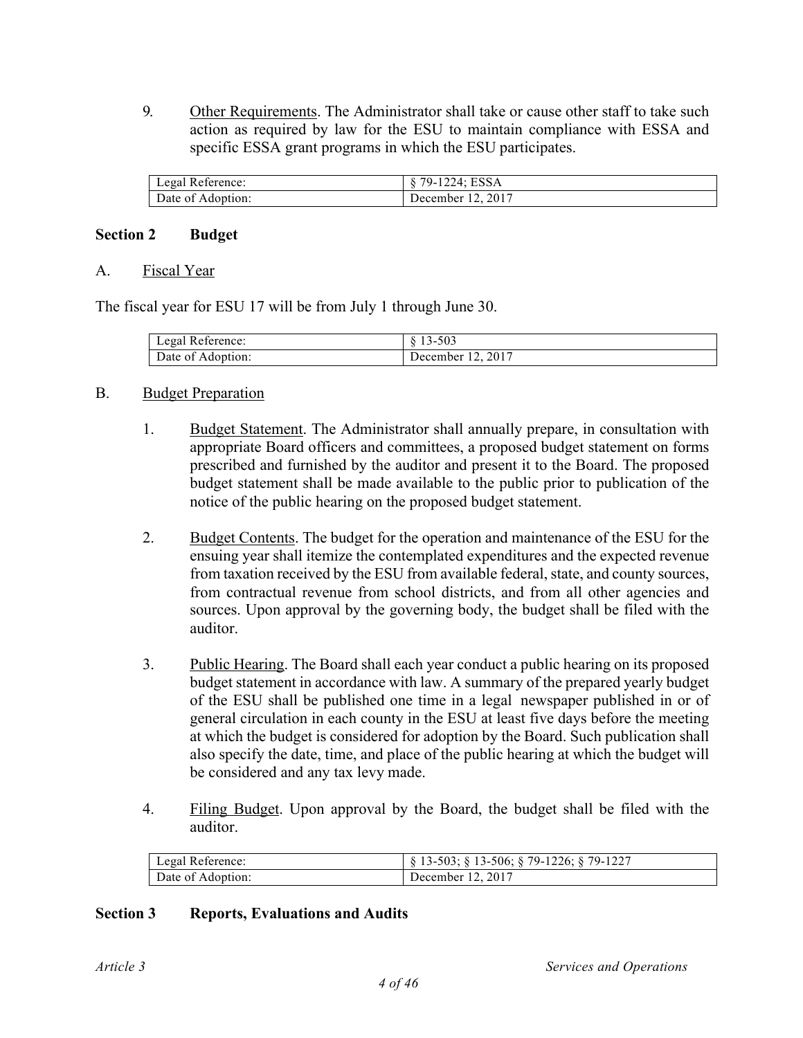9. Other Requirements. The Administrator shall take or cause other staff to take such action as required by law for the ESU to maintain compliance with ESSA and specific ESSA grant programs in which the ESU participates.

| Legal Reference: | § 79-1224; ESSA |
|---|---|
| Date of Adoption: | December 12, 2017 |

## Section 2 Budget

A. Fiscal Year

The fiscal year for ESU 17 will be from July 1 through June 30.

| Legal Reference: | § 13-503 |
|---|---|
| Date of Adoption: | December 12, 2017 |

B. Budget Preparation

1. Budget Statement. The Administrator shall annually prepare, in consultation with appropriate Board officers and committees, a proposed budget statement on forms prescribed and furnished by the auditor and present it to the Board. The proposed budget statement shall be made available to the public prior to publication of the notice of the public hearing on the proposed budget statement.

2. Budget Contents. The budget for the operation and maintenance of the ESU for the ensuing year shall itemize the contemplated expenditures and the expected revenue from taxation received by the ESU from available federal, state, and county sources, from contractual revenue from school districts, and from all other agencies and sources. Upon approval by the governing body, the budget shall be filed with the auditor.

3. Public Hearing. The Board shall each year conduct a public hearing on its proposed budget statement in accordance with law. A summary of the prepared yearly budget of the ESU shall be published one time in a legal newspaper published in or of general circulation in each county in the ESU at least five days before the meeting at which the budget is considered for adoption by the Board. Such publication shall also specify the date, time, and place of the public hearing at which the budget will be considered and any tax levy made.

4. Filing Budget. Upon approval by the Board, the budget shall be filed with the auditor.

| Legal Reference: | § 13-503; § 13-506; § 79-1226; § 79-1227 |
|---|---|
| Date of Adoption: | December 12, 2017 |

## Section 3 Reports, Evaluations and Audits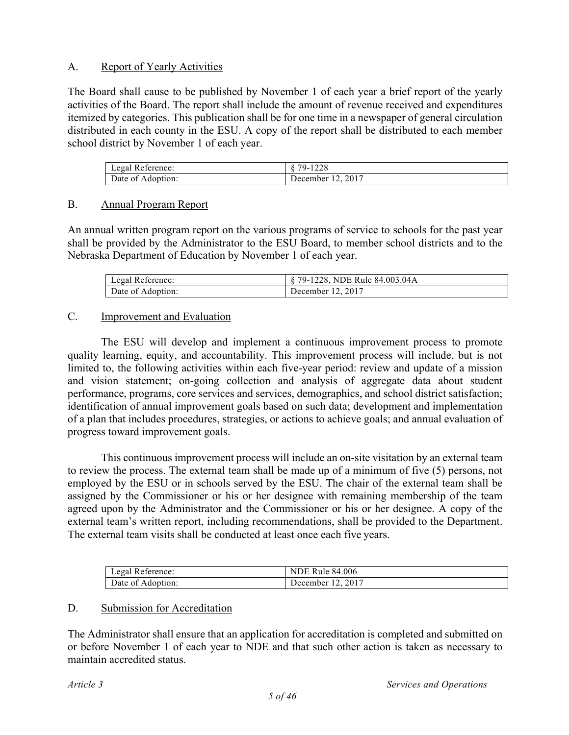## A. Report of Yearly Activities

The Board shall cause to be published by November 1 of each year a brief report of the yearly activities of the Board. The report shall include the amount of revenue received and expenditures itemized by categories. This publication shall be for one time in a newspaper of general circulation distributed in each county in the ESU. A copy of the report shall be distributed to each member school district by November 1 of each year.

| Legal Reference: | § 79-1228 |
|---|---|
| Date of Adoption: | December 12, 2017 |

## B. Annual Program Report

An annual written program report on the various programs of service to schools for the past year shall be provided by the Administrator to the ESU Board, to member school districts and to the Nebraska Department of Education by November 1 of each year.

| Legal Reference: | § 79-1228, NDE Rule 84.003.04A |
|---|---|
| Date of Adoption: | December 12, 2017 |

## C. Improvement and Evaluation

The ESU will develop and implement a continuous improvement process to promote quality learning, equity, and accountability. This improvement process will include, but is not limited to, the following activities within each five-year period: review and update of a mission and vision statement; on-going collection and analysis of aggregate data about student performance, programs, core services and services, demographics, and school district satisfaction; identification of annual improvement goals based on such data; development and implementation of a plan that includes procedures, strategies, or actions to achieve goals; and annual evaluation of progress toward improvement goals.

This continuous improvement process will include an on-site visitation by an external team to review the process. The external team shall be made up of a minimum of five (5) persons, not employed by the ESU or in schools served by the ESU. The chair of the external team shall be assigned by the Commissioner or his or her designee with remaining membership of the team agreed upon by the Administrator and the Commissioner or his or her designee. A copy of the external team's written report, including recommendations, shall be provided to the Department. The external team visits shall be conducted at least once each five years.

| Legal Reference: | NDE Rule 84.006 |
|---|---|
| Date of Adoption: | December 12, 2017 |

## D. Submission for Accreditation

The Administrator shall ensure that an application for accreditation is completed and submitted on or before November 1 of each year to NDE and that such other action is taken as necessary to maintain accredited status.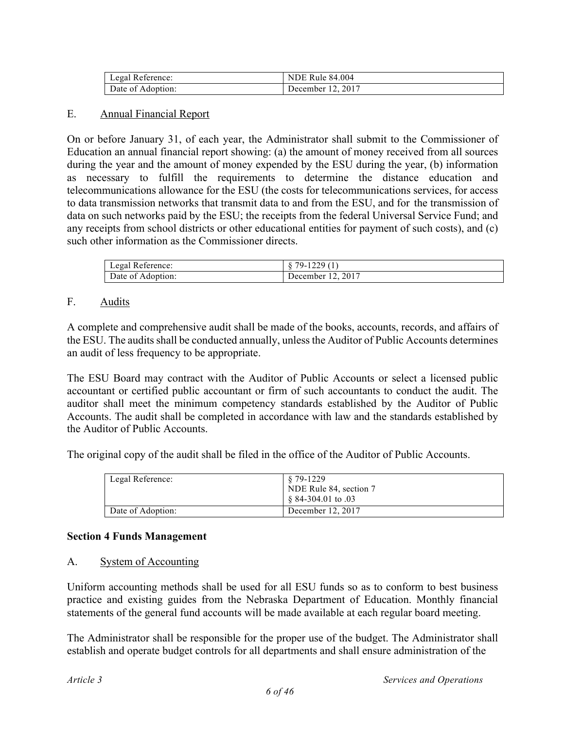| Legal Reference: | NDE Rule 84.004 |
|---|---|
| Date of Adoption: | December 12, 2017 |

E. <u>Annual Financial Report</u>

On or before January 31, of each year, the Administrator shall submit to the Commissioner of Education an annual financial report showing: (a) the amount of money received from all sources during the year and the amount of money expended by the ESU during the year, (b) information as necessary to fulfill the requirements to determine the distance education and telecommunications allowance for the ESU (the costs for telecommunications services, for access to data transmission networks that transmit data to and from the ESU, and for the transmission of data on such networks paid by the ESU; the receipts from the federal Universal Service Fund; and any receipts from school districts or other educational entities for payment of such costs), and (c) such other information as the Commissioner directs.

| Legal Reference: | § 79-1229 (1) |
|---|---|
| Date of Adoption: | December 12, 2017 |

F. <u>Audits</u>

A complete and comprehensive audit shall be made of the books, accounts, records, and affairs of the ESU. The audits shall be conducted annually, unless the Auditor of Public Accounts determines an audit of less frequency to be appropriate.

The ESU Board may contract with the Auditor of Public Accounts or select a licensed public accountant or certified public accountant or firm of such accountants to conduct the audit. The auditor shall meet the minimum competency standards established by the Auditor of Public Accounts. The audit shall be completed in accordance with law and the standards established by the Auditor of Public Accounts.

The original copy of the audit shall be filed in the office of the Auditor of Public Accounts.

| Legal Reference: | § 79-1229<br>NDE Rule 84, section 7<br>§ 84-304.01 to .03 |
|---|---|
| Date of Adoption: | December 12, 2017 |

**Section 4 Funds Management**

A. <u>System of Accounting</u>

Uniform accounting methods shall be used for all ESU funds so as to conform to best business practice and existing guides from the Nebraska Department of Education. Monthly financial statements of the general fund accounts will be made available at each regular board meeting.

The Administrator shall be responsible for the proper use of the budget. The Administrator shall establish and operate budget controls for all departments and shall ensure administration of the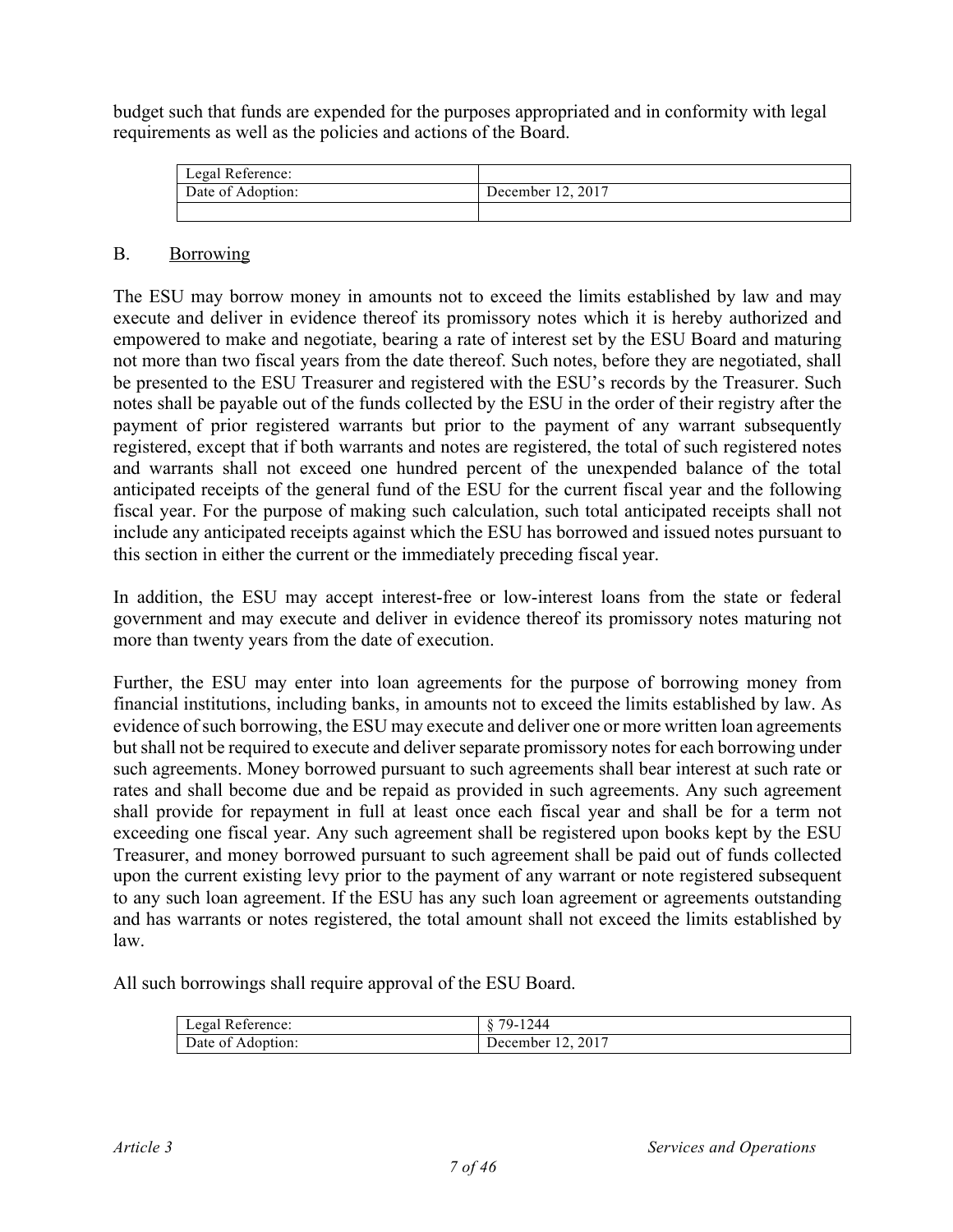budget such that funds are expended for the purposes appropriated and in conformity with legal requirements as well as the policies and actions of the Board.

| Legal Reference: | |
|---|---|
| Date of Adoption: | December 12, 2017 |
| | |

## B. Borrowing

The ESU may borrow money in amounts not to exceed the limits established by law and may execute and deliver in evidence thereof its promissory notes which it is hereby authorized and empowered to make and negotiate, bearing a rate of interest set by the ESU Board and maturing not more than two fiscal years from the date thereof. Such notes, before they are negotiated, shall be presented to the ESU Treasurer and registered with the ESU's records by the Treasurer. Such notes shall be payable out of the funds collected by the ESU in the order of their registry after the payment of prior registered warrants but prior to the payment of any warrant subsequently registered, except that if both warrants and notes are registered, the total of such registered notes and warrants shall not exceed one hundred percent of the unexpended balance of the total anticipated receipts of the general fund of the ESU for the current fiscal year and the following fiscal year. For the purpose of making such calculation, such total anticipated receipts shall not include any anticipated receipts against which the ESU has borrowed and issued notes pursuant to this section in either the current or the immediately preceding fiscal year.

In addition, the ESU may accept interest-free or low-interest loans from the state or federal government and may execute and deliver in evidence thereof its promissory notes maturing not more than twenty years from the date of execution.

Further, the ESU may enter into loan agreements for the purpose of borrowing money from financial institutions, including banks, in amounts not to exceed the limits established by law. As evidence of such borrowing, the ESU may execute and deliver one or more written loan agreements but shall not be required to execute and deliver separate promissory notes for each borrowing under such agreements. Money borrowed pursuant to such agreements shall bear interest at such rate or rates and shall become due and be repaid as provided in such agreements. Any such agreement shall provide for repayment in full at least once each fiscal year and shall be for a term not exceeding one fiscal year. Any such agreement shall be registered upon books kept by the ESU Treasurer, and money borrowed pursuant to such agreement shall be paid out of funds collected upon the current existing levy prior to the payment of any warrant or note registered subsequent to any such loan agreement. If the ESU has any such loan agreement or agreements outstanding and has warrants or notes registered, the total amount shall not exceed the limits established by law.

All such borrowings shall require approval of the ESU Board.

| Legal Reference: | § 79-1244 |
|---|---|
| Date of Adoption: | December 12, 2017 |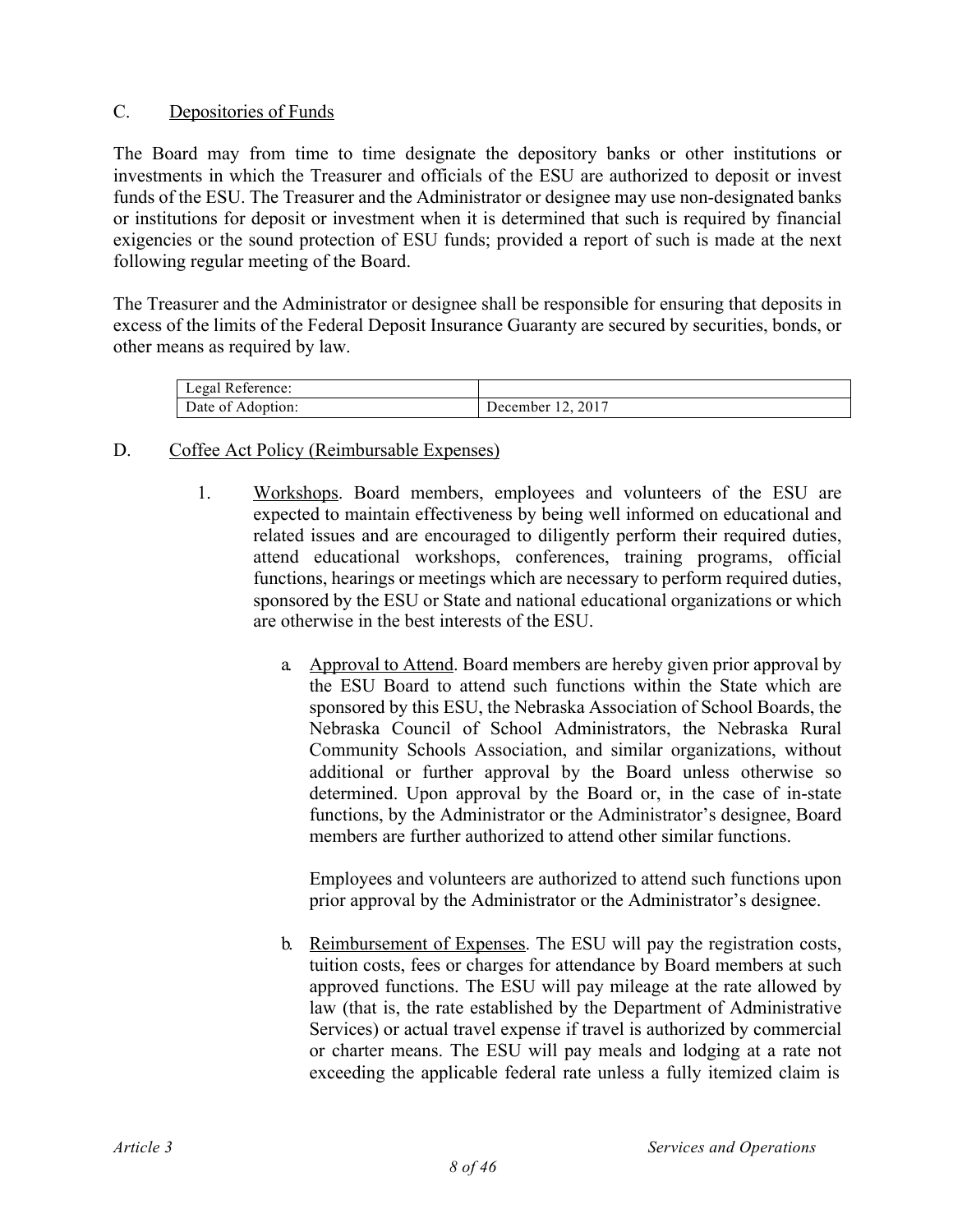C. <u>Depositories of Funds</u>

The Board may from time to time designate the depository banks or other institutions or investments in which the Treasurer and officials of the ESU are authorized to deposit or invest funds of the ESU. The Treasurer and the Administrator or designee may use non-designated banks or institutions for deposit or investment when it is determined that such is required by financial exigencies or the sound protection of ESU funds; provided a report of such is made at the next following regular meeting of the Board.

The Treasurer and the Administrator or designee shall be responsible for ensuring that deposits in excess of the limits of the Federal Deposit Insurance Guaranty are secured by securities, bonds, or other means as required by law.

| Legal Reference: | |
|---|---|
| Date of Adoption: | December 12, 2017 |

D. <u>Coffee Act Policy (Reimbursable Expenses)</u>

1. <u>Workshops</u>. Board members, employees and volunteers of the ESU are expected to maintain effectiveness by being well informed on educational and related issues and are encouraged to diligently perform their required duties, attend educational workshops, conferences, training programs, official functions, hearings or meetings which are necessary to perform required duties, sponsored by the ESU or State and national educational organizations or which are otherwise in the best interests of the ESU.

    a. <u>Approval to Attend</u>. Board members are hereby given prior approval by the ESU Board to attend such functions within the State which are sponsored by this ESU, the Nebraska Association of School Boards, the Nebraska Council of School Administrators, the Nebraska Rural Community Schools Association, and similar organizations, without additional or further approval by the Board unless otherwise so determined. Upon approval by the Board or, in the case of in-state functions, by the Administrator or the Administrator's designee, Board members are further authorized to attend other similar functions.

       Employees and volunteers are authorized to attend such functions upon prior approval by the Administrator or the Administrator's designee.

    b. <u>Reimbursement of Expenses</u>. The ESU will pay the registration costs, tuition costs, fees or charges for attendance by Board members at such approved functions. The ESU will pay mileage at the rate allowed by law (that is, the rate established by the Department of Administrative Services) or actual travel expense if travel is authorized by commercial or charter means. The ESU will pay meals and lodging at a rate not exceeding the applicable federal rate unless a fully itemized claim is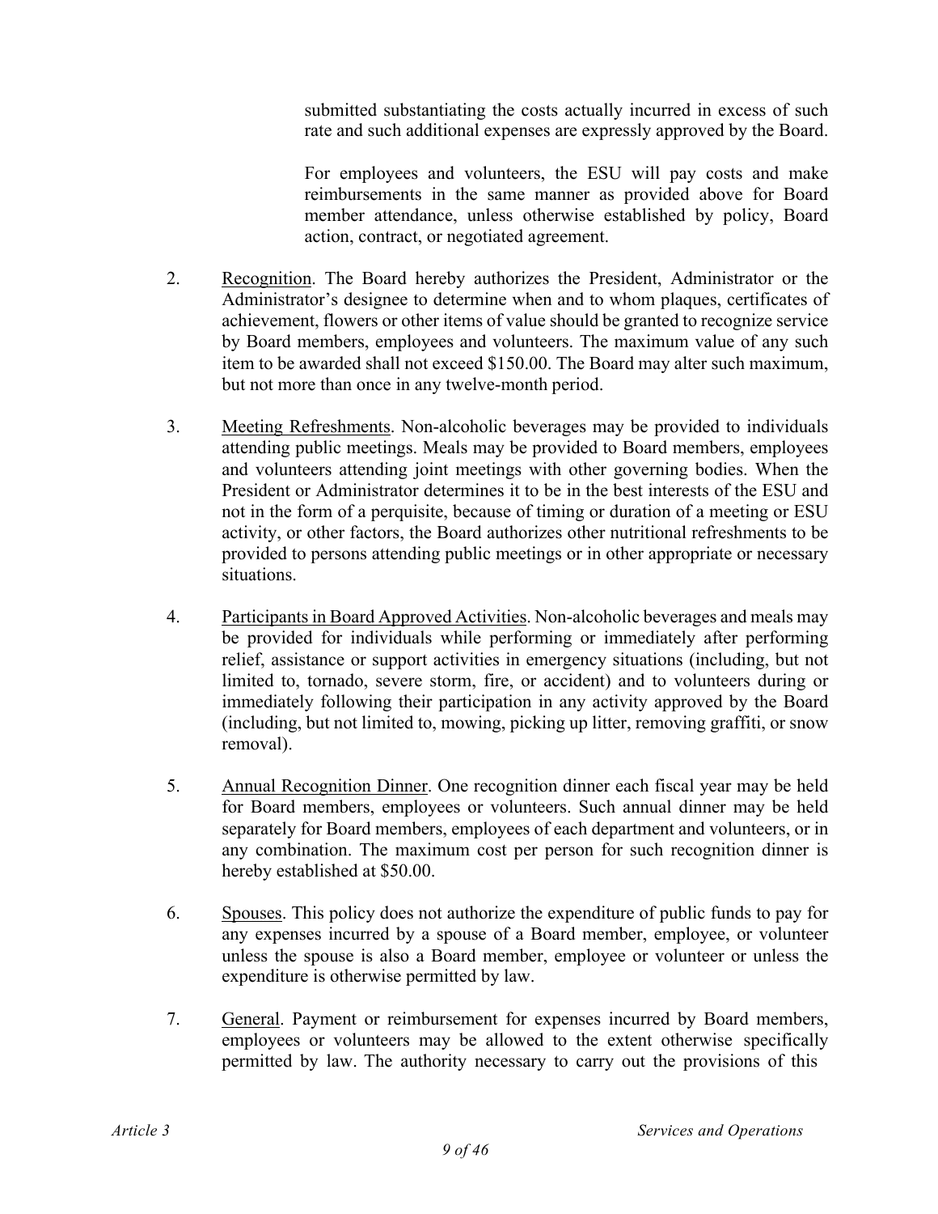submitted substantiating the costs actually incurred in excess of such rate and such additional expenses are expressly approved by the Board.

For employees and volunteers, the ESU will pay costs and make reimbursements in the same manner as provided above for Board member attendance, unless otherwise established by policy, Board action, contract, or negotiated agreement.

2. Recognition. The Board hereby authorizes the President, Administrator or the Administrator's designee to determine when and to whom plaques, certificates of achievement, flowers or other items of value should be granted to recognize service by Board members, employees and volunteers. The maximum value of any such item to be awarded shall not exceed $150.00. The Board may alter such maximum, but not more than once in any twelve-month period.

3. Meeting Refreshments. Non-alcoholic beverages may be provided to individuals attending public meetings. Meals may be provided to Board members, employees and volunteers attending joint meetings with other governing bodies. When the President or Administrator determines it to be in the best interests of the ESU and not in the form of a perquisite, because of timing or duration of a meeting or ESU activity, or other factors, the Board authorizes other nutritional refreshments to be provided to persons attending public meetings or in other appropriate or necessary situations.

4. Participants in Board Approved Activities. Non-alcoholic beverages and meals may be provided for individuals while performing or immediately after performing relief, assistance or support activities in emergency situations (including, but not limited to, tornado, severe storm, fire, or accident) and to volunteers during or immediately following their participation in any activity approved by the Board (including, but not limited to, mowing, picking up litter, removing graffiti, or snow removal).

5. Annual Recognition Dinner. One recognition dinner each fiscal year may be held for Board members, employees or volunteers. Such annual dinner may be held separately for Board members, employees of each department and volunteers, or in any combination. The maximum cost per person for such recognition dinner is hereby established at $50.00.

6. Spouses. This policy does not authorize the expenditure of public funds to pay for any expenses incurred by a spouse of a Board member, employee, or volunteer unless the spouse is also a Board member, employee or volunteer or unless the expenditure is otherwise permitted by law.

7. General. Payment or reimbursement for expenses incurred by Board members, employees or volunteers may be allowed to the extent otherwise specifically permitted by law. The authority necessary to carry out the provisions of this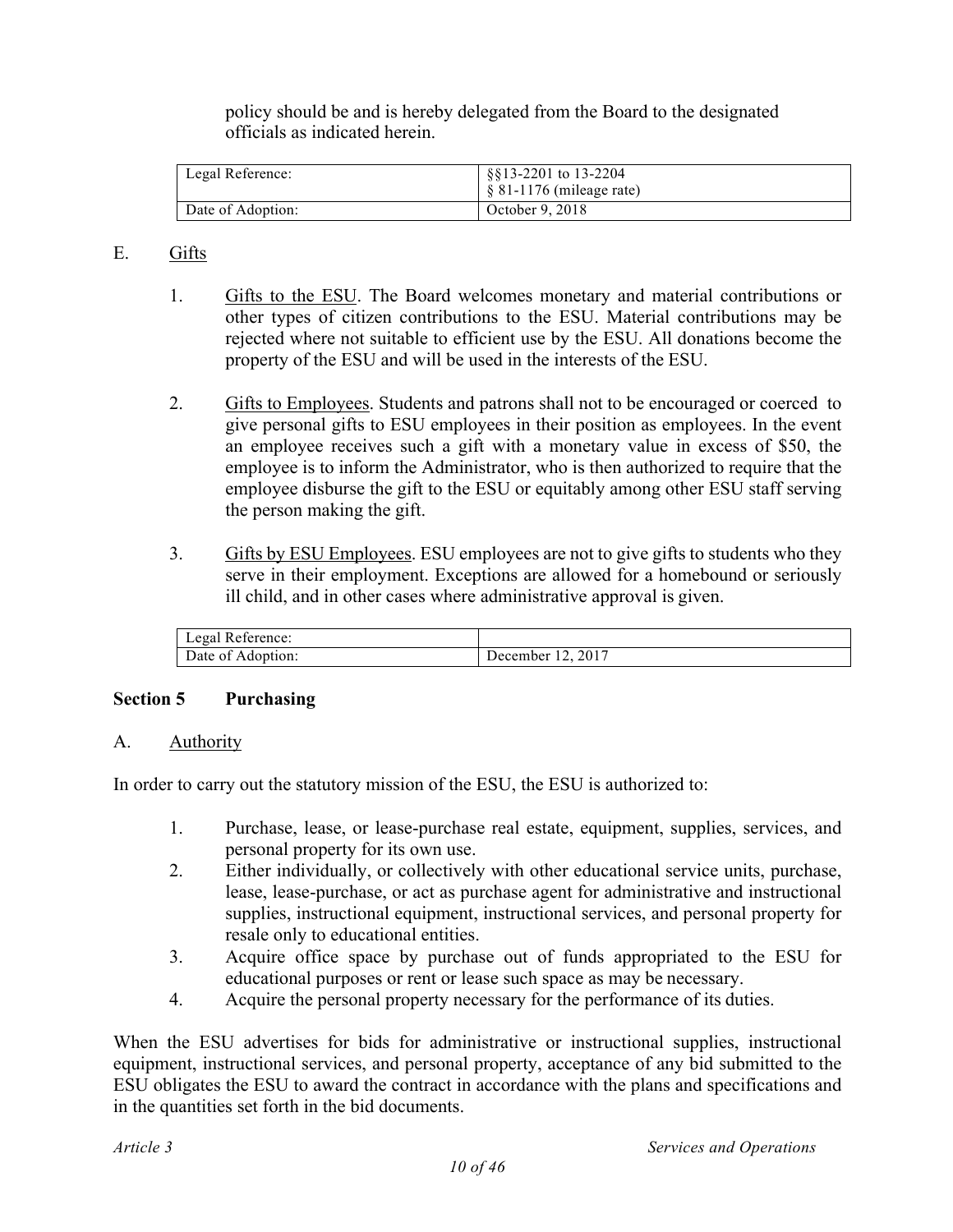policy should be and is hereby delegated from the Board to the designated officials as indicated herein.

| Legal Reference: | §§13-2201 to 13-2204<br>§ 81-1176 (mileage rate) |
|---|---|
| Date of Adoption: | October 9, 2018 |

E. Gifts

1. Gifts to the ESU. The Board welcomes monetary and material contributions or other types of citizen contributions to the ESU. Material contributions may be rejected where not suitable to efficient use by the ESU. All donations become the property of the ESU and will be used in the interests of the ESU.

2. Gifts to Employees. Students and patrons shall not to be encouraged or coerced to give personal gifts to ESU employees in their position as employees. In the event an employee receives such a gift with a monetary value in excess of $50, the employee is to inform the Administrator, who is then authorized to require that the employee disburse the gift to the ESU or equitably among other ESU staff serving the person making the gift.

3. Gifts by ESU Employees. ESU employees are not to give gifts to students who they serve in their employment. Exceptions are allowed for a homebound or seriously ill child, and in other cases where administrative approval is given.

| Legal Reference: | |
|---|---|
| Date of Adoption: | December 12, 2017 |

**Section 5 Purchasing**

A. Authority

In order to carry out the statutory mission of the ESU, the ESU is authorized to:

1. Purchase, lease, or lease-purchase real estate, equipment, supplies, services, and personal property for its own use.
2. Either individually, or collectively with other educational service units, purchase, lease, lease-purchase, or act as purchase agent for administrative and instructional supplies, instructional equipment, instructional services, and personal property for resale only to educational entities.
3. Acquire office space by purchase out of funds appropriated to the ESU for educational purposes or rent or lease such space as may be necessary.
4. Acquire the personal property necessary for the performance of its duties.

When the ESU advertises for bids for administrative or instructional supplies, instructional equipment, instructional services, and personal property, acceptance of any bid submitted to the ESU obligates the ESU to award the contract in accordance with the plans and specifications and in the quantities set forth in the bid documents.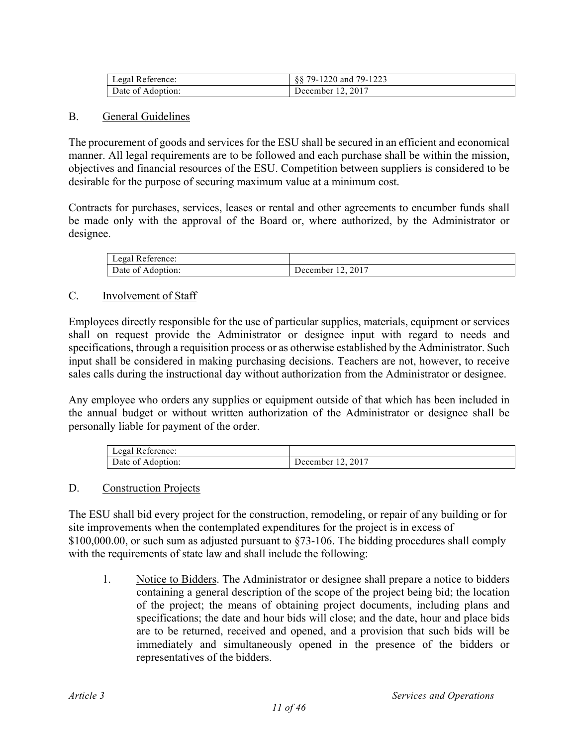| Legal Reference: | §§ 79-1220 and 79-1223 |
|---|---|
| Date of Adoption: | December 12, 2017 |

## B. General Guidelines

The procurement of goods and services for the ESU shall be secured in an efficient and economical manner. All legal requirements are to be followed and each purchase shall be within the mission, objectives and financial resources of the ESU. Competition between suppliers is considered to be desirable for the purpose of securing maximum value at a minimum cost.

Contracts for purchases, services, leases or rental and other agreements to encumber funds shall be made only with the approval of the Board or, where authorized, by the Administrator or designee.

| Legal Reference: | |
|---|---|
| Date of Adoption: | December 12, 2017 |

## C. Involvement of Staff

Employees directly responsible for the use of particular supplies, materials, equipment or services shall on request provide the Administrator or designee input with regard to needs and specifications, through a requisition process or as otherwise established by the Administrator. Such input shall be considered in making purchasing decisions. Teachers are not, however, to receive sales calls during the instructional day without authorization from the Administrator or designee.

Any employee who orders any supplies or equipment outside of that which has been included in the annual budget or without written authorization of the Administrator or designee shall be personally liable for payment of the order.

| Legal Reference: | |
|---|---|
| Date of Adoption: | December 12, 2017 |

## D. Construction Projects

The ESU shall bid every project for the construction, remodeling, or repair of any building or for site improvements when the contemplated expenditures for the project is in excess of $100,000.00, or such sum as adjusted pursuant to §73-106. The bidding procedures shall comply with the requirements of state law and shall include the following:

1. Notice to Bidders. The Administrator or designee shall prepare a notice to bidders containing a general description of the scope of the project being bid; the location of the project; the means of obtaining project documents, including plans and specifications; the date and hour bids will close; and the date, hour and place bids are to be returned, received and opened, and a provision that such bids will be immediately and simultaneously opened in the presence of the bidders or representatives of the bidders.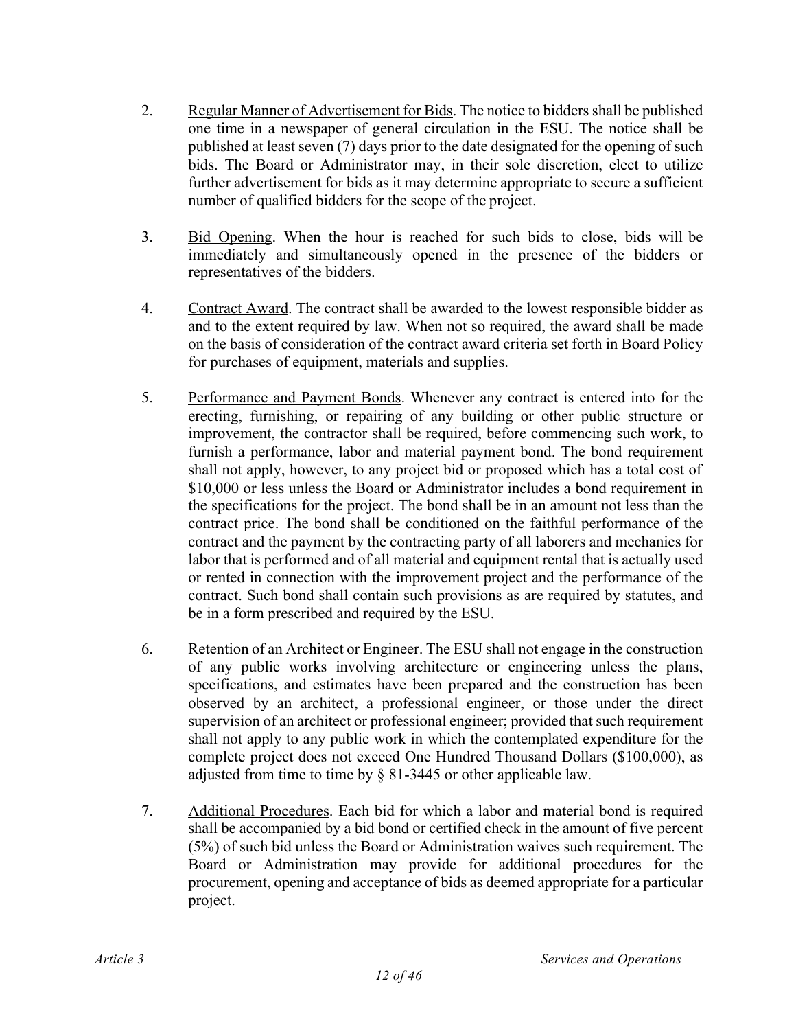2. <u>Regular Manner of Advertisement for Bids</u>. The notice to bidders shall be published one time in a newspaper of general circulation in the ESU. The notice shall be published at least seven (7) days prior to the date designated for the opening of such bids. The Board or Administrator may, in their sole discretion, elect to utilize further advertisement for bids as it may determine appropriate to secure a sufficient number of qualified bidders for the scope of the project.

3. <u>Bid Opening</u>. When the hour is reached for such bids to close, bids will be immediately and simultaneously opened in the presence of the bidders or representatives of the bidders.

4. <u>Contract Award</u>. The contract shall be awarded to the lowest responsible bidder as and to the extent required by law. When not so required, the award shall be made on the basis of consideration of the contract award criteria set forth in Board Policy for purchases of equipment, materials and supplies.

5. <u>Performance and Payment Bonds</u>. Whenever any contract is entered into for the erecting, furnishing, or repairing of any building or other public structure or improvement, the contractor shall be required, before commencing such work, to furnish a performance, labor and material payment bond. The bond requirement shall not apply, however, to any project bid or proposed which has a total cost of $10,000 or less unless the Board or Administrator includes a bond requirement in the specifications for the project. The bond shall be in an amount not less than the contract price. The bond shall be conditioned on the faithful performance of the contract and the payment by the contracting party of all laborers and mechanics for labor that is performed and of all material and equipment rental that is actually used or rented in connection with the improvement project and the performance of the contract. Such bond shall contain such provisions as are required by statutes, and be in a form prescribed and required by the ESU.

6. <u>Retention of an Architect or Engineer</u>. The ESU shall not engage in the construction of any public works involving architecture or engineering unless the plans, specifications, and estimates have been prepared and the construction has been observed by an architect, a professional engineer, or those under the direct supervision of an architect or professional engineer; provided that such requirement shall not apply to any public work in which the contemplated expenditure for the complete project does not exceed One Hundred Thousand Dollars ($100,000), as adjusted from time to time by § 81-3445 or other applicable law.

7. <u>Additional Procedures</u>. Each bid for which a labor and material bond is required shall be accompanied by a bid bond or certified check in the amount of five percent (5%) of such bid unless the Board or Administration waives such requirement. The Board or Administration may provide for additional procedures for the procurement, opening and acceptance of bids as deemed appropriate for a particular project.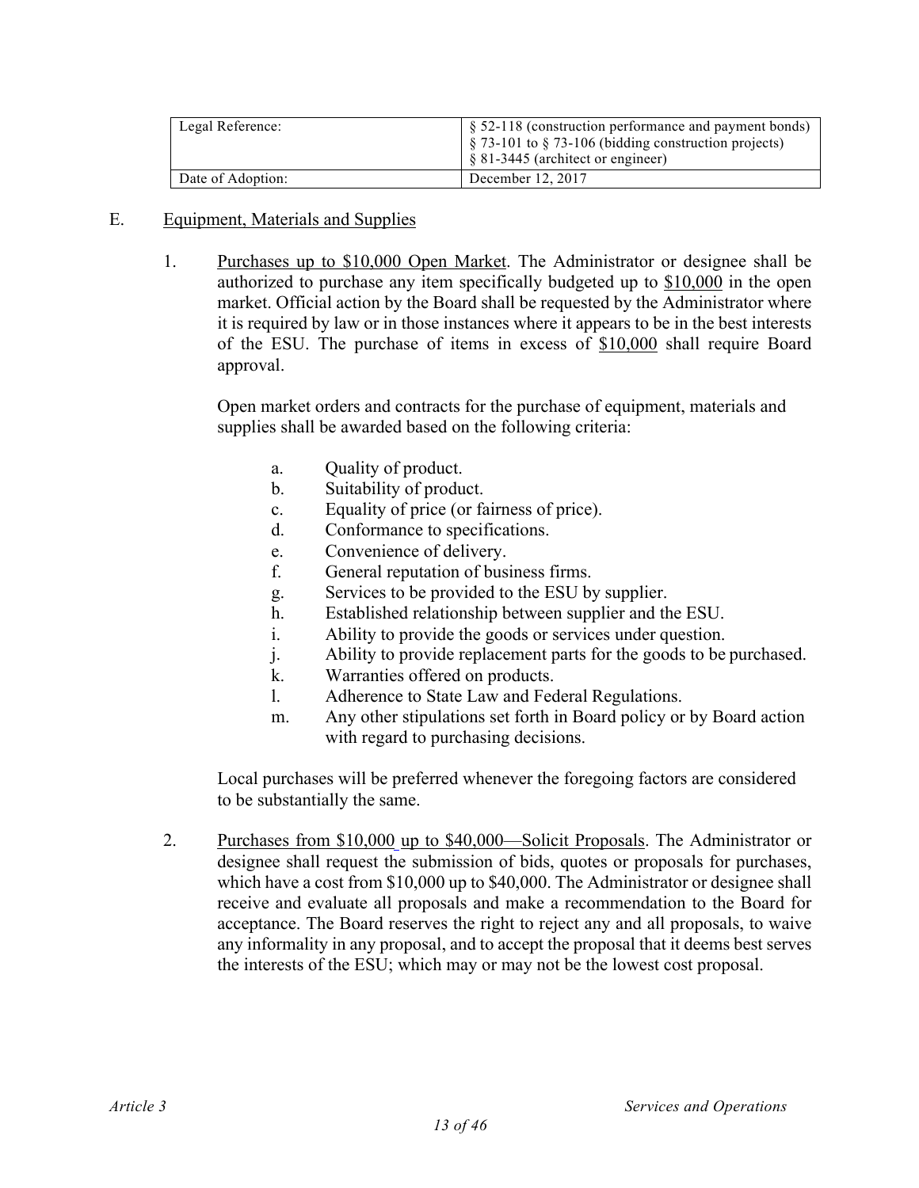| Legal Reference: | § 52-118 (construction performance and payment bonds)<br>§ 73-101 to § 73-106 (bidding construction projects)<br>§ 81-3445 (architect or engineer) |
|---|---|
| Date of Adoption: | December 12, 2017 |

E. <u>Equipment, Materials and Supplies</u>

1. <u>Purchases up to $10,000 Open Market</u>. The Administrator or designee shall be authorized to purchase any item specifically budgeted up to <u>$10,000</u> in the open market. Official action by the Board shall be requested by the Administrator where it is required by law or in those instances where it appears to be in the best interests of the ESU. The purchase of items in excess of <u>$10,000</u> shall require Board approval.

   Open market orders and contracts for the purchase of equipment, materials and supplies shall be awarded based on the following criteria:

   a. Quality of product.
   b. Suitability of product.
   c. Equality of price (or fairness of price).
   d. Conformance to specifications.
   e. Convenience of delivery.
   f. General reputation of business firms.
   g. Services to be provided to the ESU by supplier.
   h. Established relationship between supplier and the ESU.
   i. Ability to provide the goods or services under question.
   j. Ability to provide replacement parts for the goods to be purchased.
   k. Warranties offered on products.
   l. Adherence to State Law and Federal Regulations.
   m. Any other stipulations set forth in Board policy or by Board action with regard to purchasing decisions.

   Local purchases will be preferred whenever the foregoing factors are considered to be substantially the same.

2. <u>Purchases from $10,000 up to $40,000—Solicit Proposals</u>. The Administrator or designee shall request the submission of bids, quotes or proposals for purchases, which have a cost from $10,000 up to $40,000. The Administrator or designee shall receive and evaluate all proposals and make a recommendation to the Board for acceptance. The Board reserves the right to reject any and all proposals, to waive any informality in any proposal, and to accept the proposal that it deems best serves the interests of the ESU; which may or may not be the lowest cost proposal.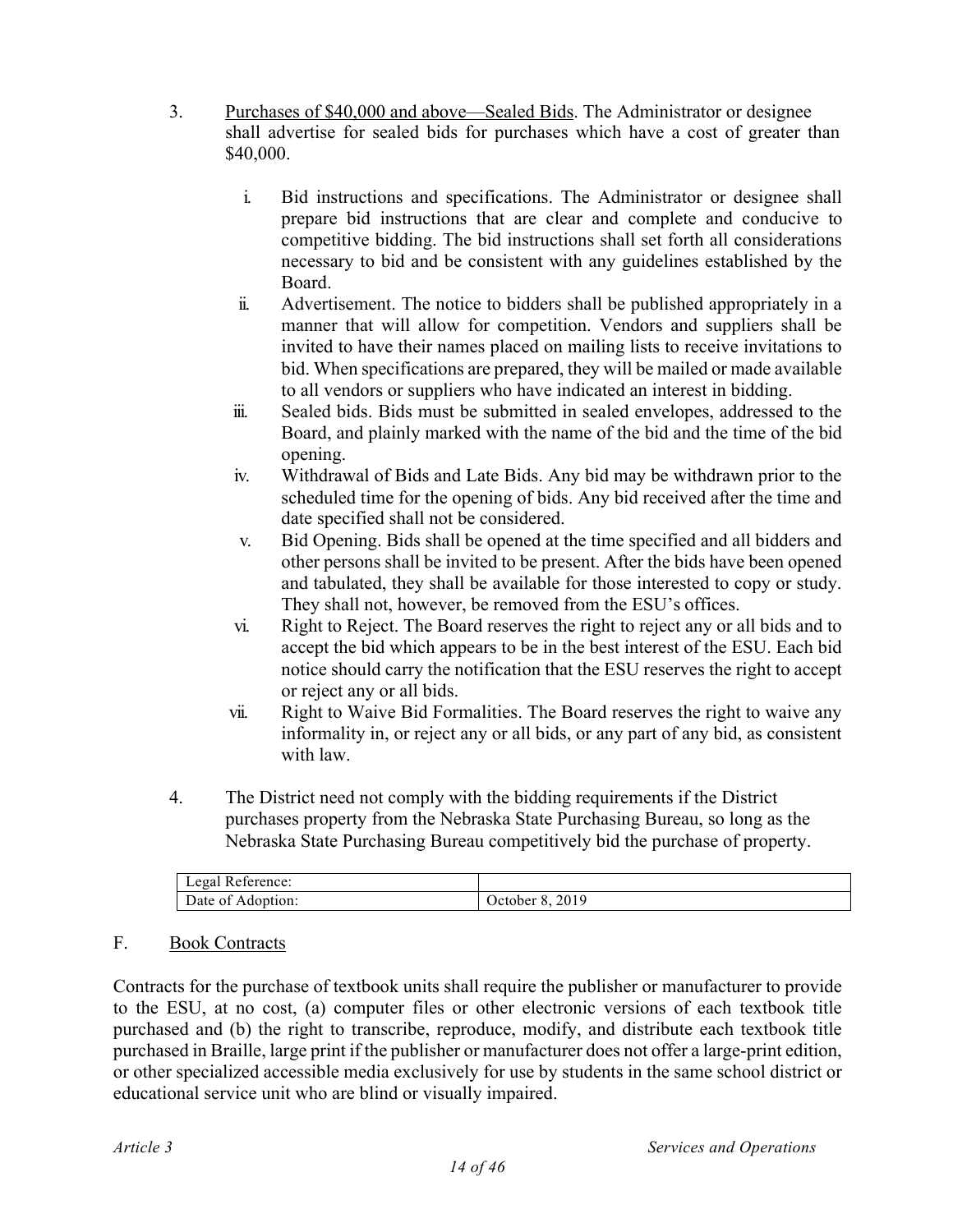3. <u>Purchases of $40,000 and above—Sealed Bids</u>. The Administrator or designee shall advertise for sealed bids for purchases which have a cost of greater than $40,000.

   i. Bid instructions and specifications. The Administrator or designee shall prepare bid instructions that are clear and complete and conducive to competitive bidding. The bid instructions shall set forth all considerations necessary to bid and be consistent with any guidelines established by the Board.
   ii. Advertisement. The notice to bidders shall be published appropriately in a manner that will allow for competition. Vendors and suppliers shall be invited to have their names placed on mailing lists to receive invitations to bid. When specifications are prepared, they will be mailed or made available to all vendors or suppliers who have indicated an interest in bidding.
   iii. Sealed bids. Bids must be submitted in sealed envelopes, addressed to the Board, and plainly marked with the name of the bid and the time of the bid opening.
   iv. Withdrawal of Bids and Late Bids. Any bid may be withdrawn prior to the scheduled time for the opening of bids. Any bid received after the time and date specified shall not be considered.
   v. Bid Opening. Bids shall be opened at the time specified and all bidders and other persons shall be invited to be present. After the bids have been opened and tabulated, they shall be available for those interested to copy or study. They shall not, however, be removed from the ESU's offices.
   vi. Right to Reject. The Board reserves the right to reject any or all bids and to accept the bid which appears to be in the best interest of the ESU. Each bid notice should carry the notification that the ESU reserves the right to accept or reject any or all bids.
   vii. Right to Waive Bid Formalities. The Board reserves the right to waive any informality in, or reject any or all bids, or any part of any bid, as consistent with law.

4. The District need not comply with the bidding requirements if the District purchases property from the Nebraska State Purchasing Bureau, so long as the Nebraska State Purchasing Bureau competitively bid the purchase of property.

| Legal Reference: | |
|---|---|
| Date of Adoption: | October 8, 2019 |

## F. <u>Book Contracts</u>

Contracts for the purchase of textbook units shall require the publisher or manufacturer to provide to the ESU, at no cost, (a) computer files or other electronic versions of each textbook title purchased and (b) the right to transcribe, reproduce, modify, and distribute each textbook title purchased in Braille, large print if the publisher or manufacturer does not offer a large-print edition, or other specialized accessible media exclusively for use by students in the same school district or educational service unit who are blind or visually impaired.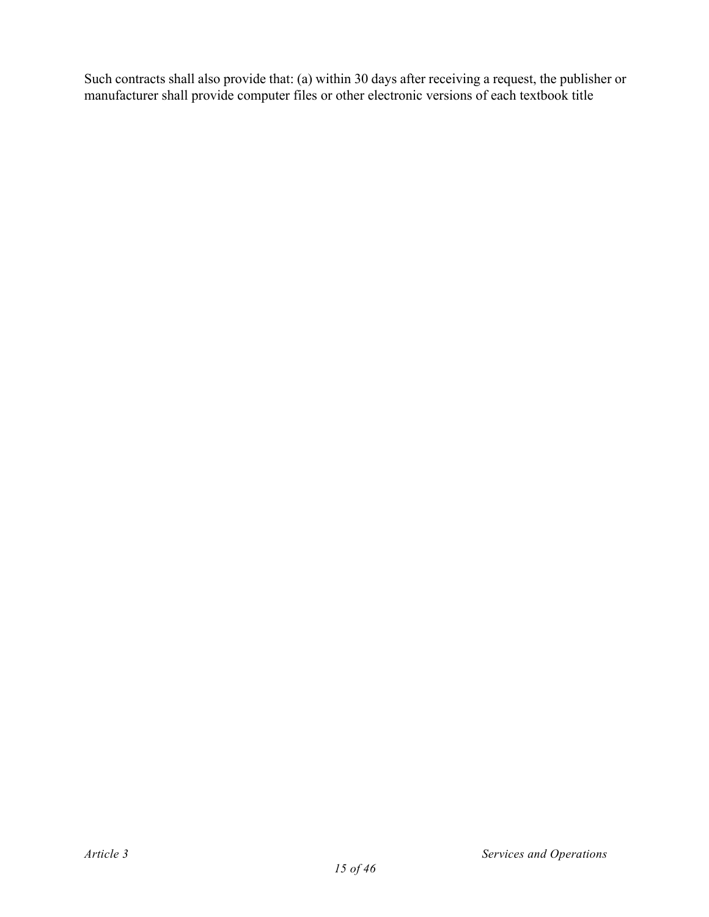Such contracts shall also provide that: (a) within 30 days after receiving a request, the publisher or manufacturer shall provide computer files or other electronic versions of each textbook title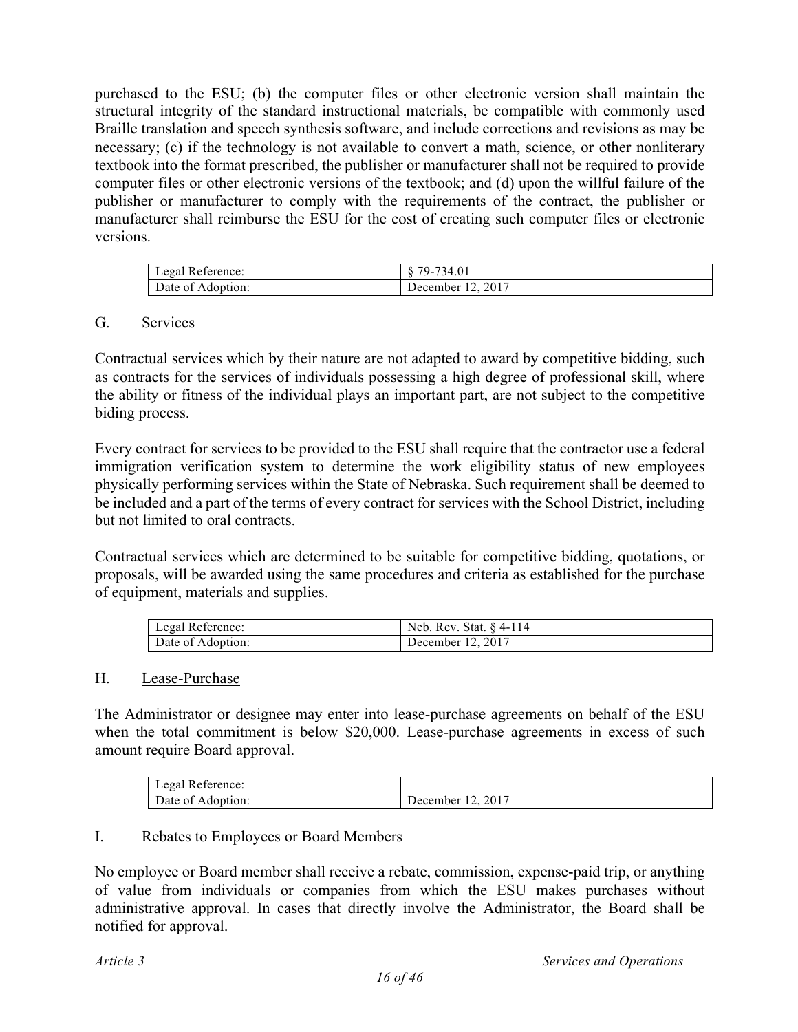purchased to the ESU; (b) the computer files or other electronic version shall maintain the structural integrity of the standard instructional materials, be compatible with commonly used Braille translation and speech synthesis software, and include corrections and revisions as may be necessary; (c) if the technology is not available to convert a math, science, or other nonliterary textbook into the format prescribed, the publisher or manufacturer shall not be required to provide computer files or other electronic versions of the textbook; and (d) upon the willful failure of the publisher or manufacturer to comply with the requirements of the contract, the publisher or manufacturer shall reimburse the ESU for the cost of creating such computer files or electronic versions.

| Legal Reference: | § 79-734.01 |
|---|---|
| Date of Adoption: | December 12, 2017 |

## G. Services

Contractual services which by their nature are not adapted to award by competitive bidding, such as contracts for the services of individuals possessing a high degree of professional skill, where the ability or fitness of the individual plays an important part, are not subject to the competitive biding process.

Every contract for services to be provided to the ESU shall require that the contractor use a federal immigration verification system to determine the work eligibility status of new employees physically performing services within the State of Nebraska. Such requirement shall be deemed to be included and a part of the terms of every contract for services with the School District, including but not limited to oral contracts.

Contractual services which are determined to be suitable for competitive bidding, quotations, or proposals, will be awarded using the same procedures and criteria as established for the purchase of equipment, materials and supplies.

| Legal Reference: | Neb. Rev. Stat. § 4-114 |
|---|---|
| Date of Adoption: | December 12, 2017 |

## H. Lease-Purchase

The Administrator or designee may enter into lease-purchase agreements on behalf of the ESU when the total commitment is below $20,000. Lease-purchase agreements in excess of such amount require Board approval.

| Legal Reference: | |
|---|---|
| Date of Adoption: | December 12, 2017 |

## I. Rebates to Employees or Board Members

No employee or Board member shall receive a rebate, commission, expense-paid trip, or anything of value from individuals or companies from which the ESU makes purchases without administrative approval. In cases that directly involve the Administrator, the Board shall be notified for approval.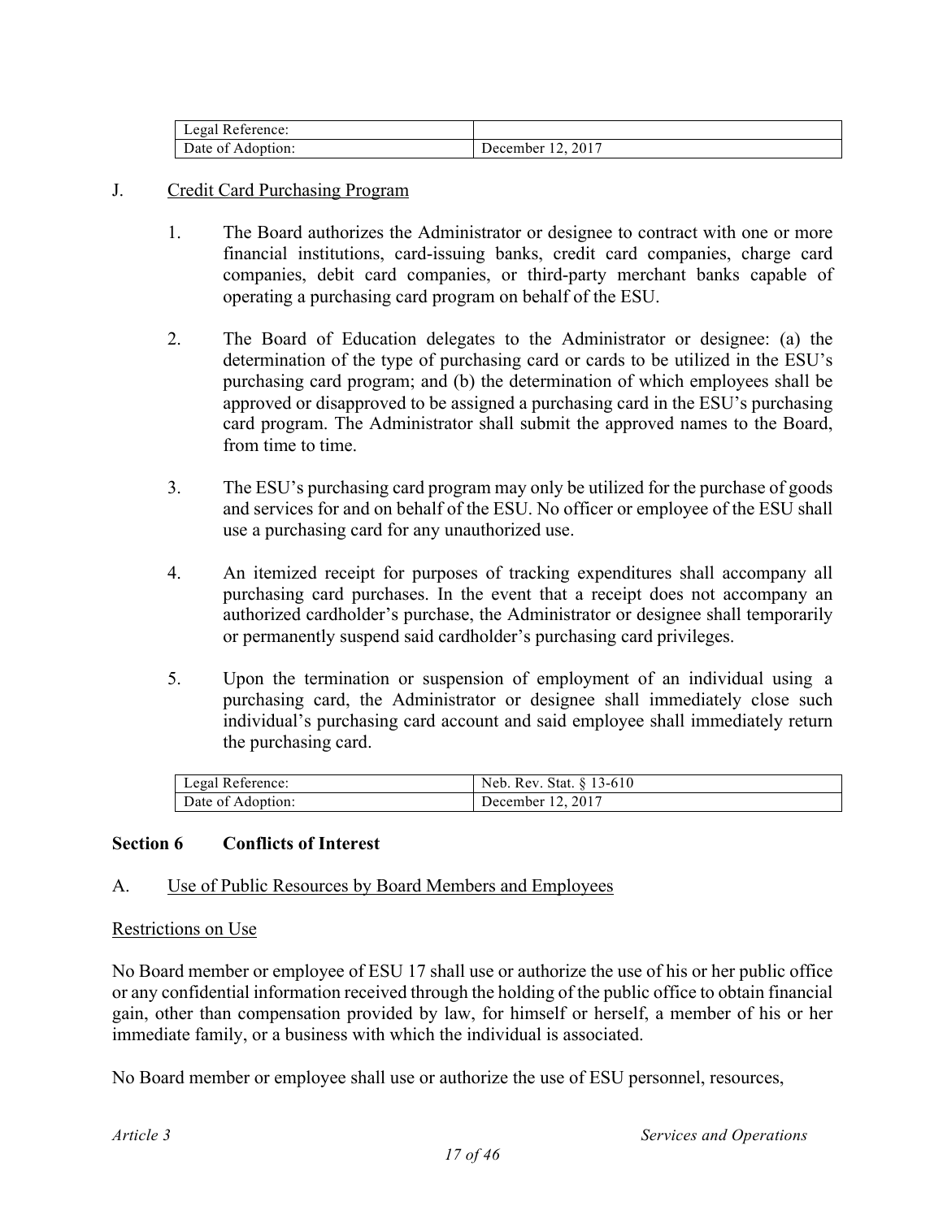| Legal Reference: | |
| --- | --- |
| Date of Adoption: | December 12, 2017 |

J. Credit Card Purchasing Program

1. The Board authorizes the Administrator or designee to contract with one or more financial institutions, card-issuing banks, credit card companies, charge card companies, debit card companies, or third-party merchant banks capable of operating a purchasing card program on behalf of the ESU.

2. The Board of Education delegates to the Administrator or designee: (a) the determination of the type of purchasing card or cards to be utilized in the ESU's purchasing card program; and (b) the determination of which employees shall be approved or disapproved to be assigned a purchasing card in the ESU's purchasing card program. The Administrator shall submit the approved names to the Board, from time to time.

3. The ESU's purchasing card program may only be utilized for the purchase of goods and services for and on behalf of the ESU. No officer or employee of the ESU shall use a purchasing card for any unauthorized use.

4. An itemized receipt for purposes of tracking expenditures shall accompany all purchasing card purchases. In the event that a receipt does not accompany an authorized cardholder's purchase, the Administrator or designee shall temporarily or permanently suspend said cardholder's purchasing card privileges.

5. Upon the termination or suspension of employment of an individual using a purchasing card, the Administrator or designee shall immediately close such individual's purchasing card account and said employee shall immediately return the purchasing card.

| Legal Reference: | Neb. Rev. Stat. § 13-610 |
| --- | --- |
| Date of Adoption: | December 12, 2017 |

## Section 6 Conflicts of Interest

A. Use of Public Resources by Board Members and Employees

Restrictions on Use

No Board member or employee of ESU 17 shall use or authorize the use of his or her public office or any confidential information received through the holding of the public office to obtain financial gain, other than compensation provided by law, for himself or herself, a member of his or her immediate family, or a business with which the individual is associated.

No Board member or employee shall use or authorize the use of ESU personnel, resources,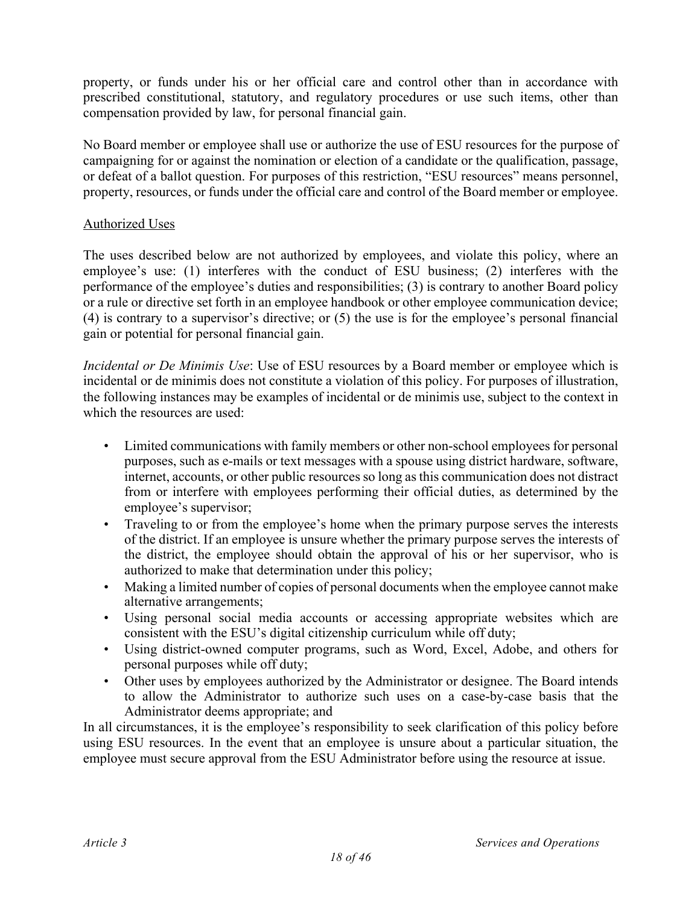property, or funds under his or her official care and control other than in accordance with prescribed constitutional, statutory, and regulatory procedures or use such items, other than compensation provided by law, for personal financial gain.

No Board member or employee shall use or authorize the use of ESU resources for the purpose of campaigning for or against the nomination or election of a candidate or the qualification, passage, or defeat of a ballot question. For purposes of this restriction, "ESU resources" means personnel, property, resources, or funds under the official care and control of the Board member or employee.

<u>Authorized Uses</u>

The uses described below are not authorized by employees, and violate this policy, where an employee's use: (1) interferes with the conduct of ESU business; (2) interferes with the performance of the employee's duties and responsibilities; (3) is contrary to another Board policy or a rule or directive set forth in an employee handbook or other employee communication device; (4) is contrary to a supervisor's directive; or (5) the use is for the employee's personal financial gain or potential for personal financial gain.

*Incidental or De Minimis Use*: Use of ESU resources by a Board member or employee which is incidental or de minimis does not constitute a violation of this policy. For purposes of illustration, the following instances may be examples of incidental or de minimis use, subject to the context in which the resources are used:

- Limited communications with family members or other non-school employees for personal purposes, such as e-mails or text messages with a spouse using district hardware, software, internet, accounts, or other public resources so long as this communication does not distract from or interfere with employees performing their official duties, as determined by the employee's supervisor;
- Traveling to or from the employee's home when the primary purpose serves the interests of the district. If an employee is unsure whether the primary purpose serves the interests of the district, the employee should obtain the approval of his or her supervisor, who is authorized to make that determination under this policy;
- Making a limited number of copies of personal documents when the employee cannot make alternative arrangements;
- Using personal social media accounts or accessing appropriate websites which are consistent with the ESU's digital citizenship curriculum while off duty;
- Using district-owned computer programs, such as Word, Excel, Adobe, and others for personal purposes while off duty;
- Other uses by employees authorized by the Administrator or designee. The Board intends to allow the Administrator to authorize such uses on a case-by-case basis that the Administrator deems appropriate; and

In all circumstances, it is the employee's responsibility to seek clarification of this policy before using ESU resources. In the event that an employee is unsure about a particular situation, the employee must secure approval from the ESU Administrator before using the resource at issue.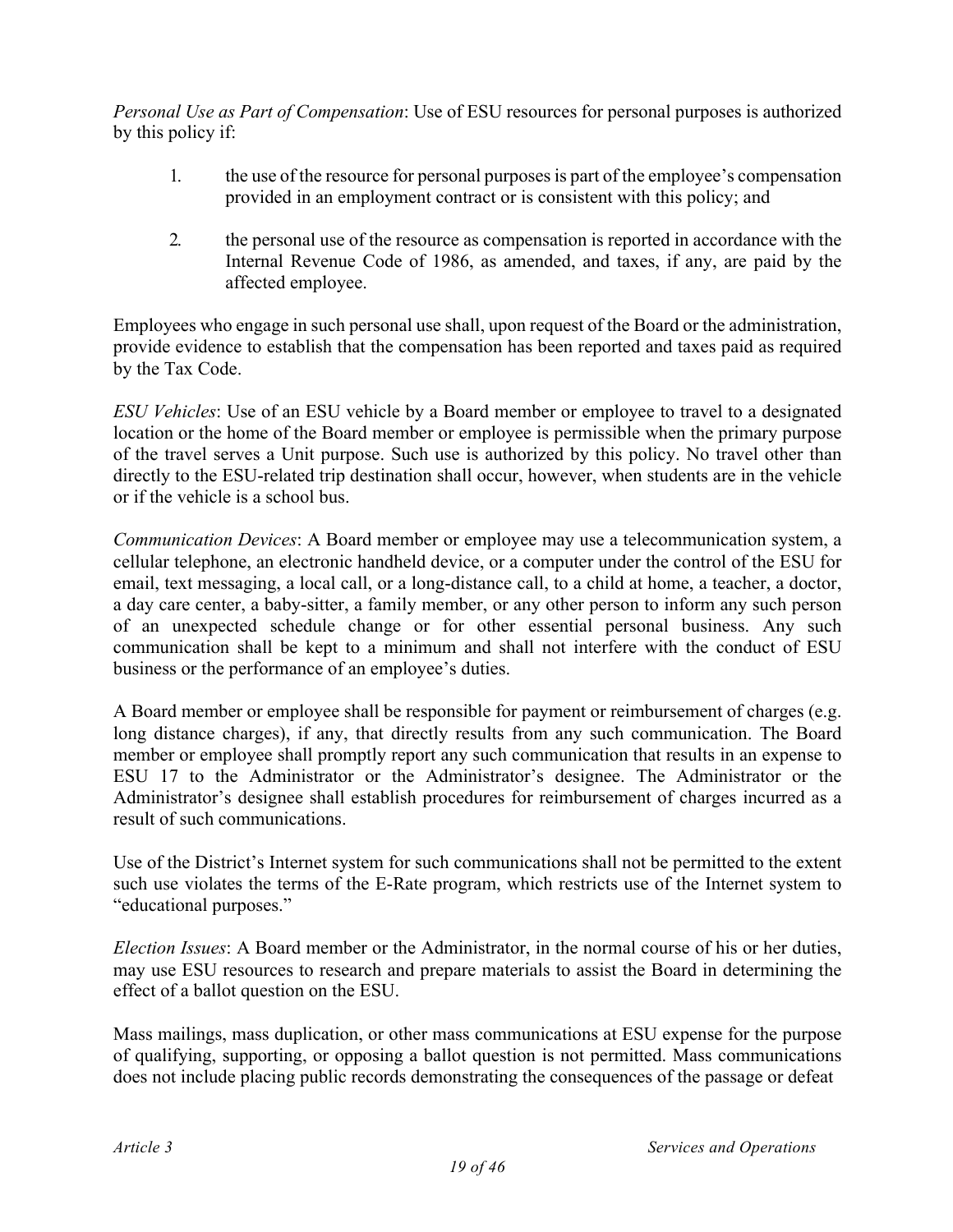*Personal Use as Part of Compensation*: Use of ESU resources for personal purposes is authorized by this policy if:

1. the use of the resource for personal purposes is part of the employee's compensation provided in an employment contract or is consistent with this policy; and

2. the personal use of the resource as compensation is reported in accordance with the Internal Revenue Code of 1986, as amended, and taxes, if any, are paid by the affected employee.

Employees who engage in such personal use shall, upon request of the Board or the administration, provide evidence to establish that the compensation has been reported and taxes paid as required by the Tax Code.

*ESU Vehicles*: Use of an ESU vehicle by a Board member or employee to travel to a designated location or the home of the Board member or employee is permissible when the primary purpose of the travel serves a Unit purpose. Such use is authorized by this policy. No travel other than directly to the ESU-related trip destination shall occur, however, when students are in the vehicle or if the vehicle is a school bus.

*Communication Devices*: A Board member or employee may use a telecommunication system, a cellular telephone, an electronic handheld device, or a computer under the control of the ESU for email, text messaging, a local call, or a long-distance call, to a child at home, a teacher, a doctor, a day care center, a baby-sitter, a family member, or any other person to inform any such person of an unexpected schedule change or for other essential personal business. Any such communication shall be kept to a minimum and shall not interfere with the conduct of ESU business or the performance of an employee's duties.

A Board member or employee shall be responsible for payment or reimbursement of charges (e.g. long distance charges), if any, that directly results from any such communication. The Board member or employee shall promptly report any such communication that results in an expense to ESU 17 to the Administrator or the Administrator's designee. The Administrator or the Administrator's designee shall establish procedures for reimbursement of charges incurred as a result of such communications.

Use of the District's Internet system for such communications shall not be permitted to the extent such use violates the terms of the E-Rate program, which restricts use of the Internet system to "educational purposes."

*Election Issues*: A Board member or the Administrator, in the normal course of his or her duties, may use ESU resources to research and prepare materials to assist the Board in determining the effect of a ballot question on the ESU.

Mass mailings, mass duplication, or other mass communications at ESU expense for the purpose of qualifying, supporting, or opposing a ballot question is not permitted. Mass communications does not include placing public records demonstrating the consequences of the passage or defeat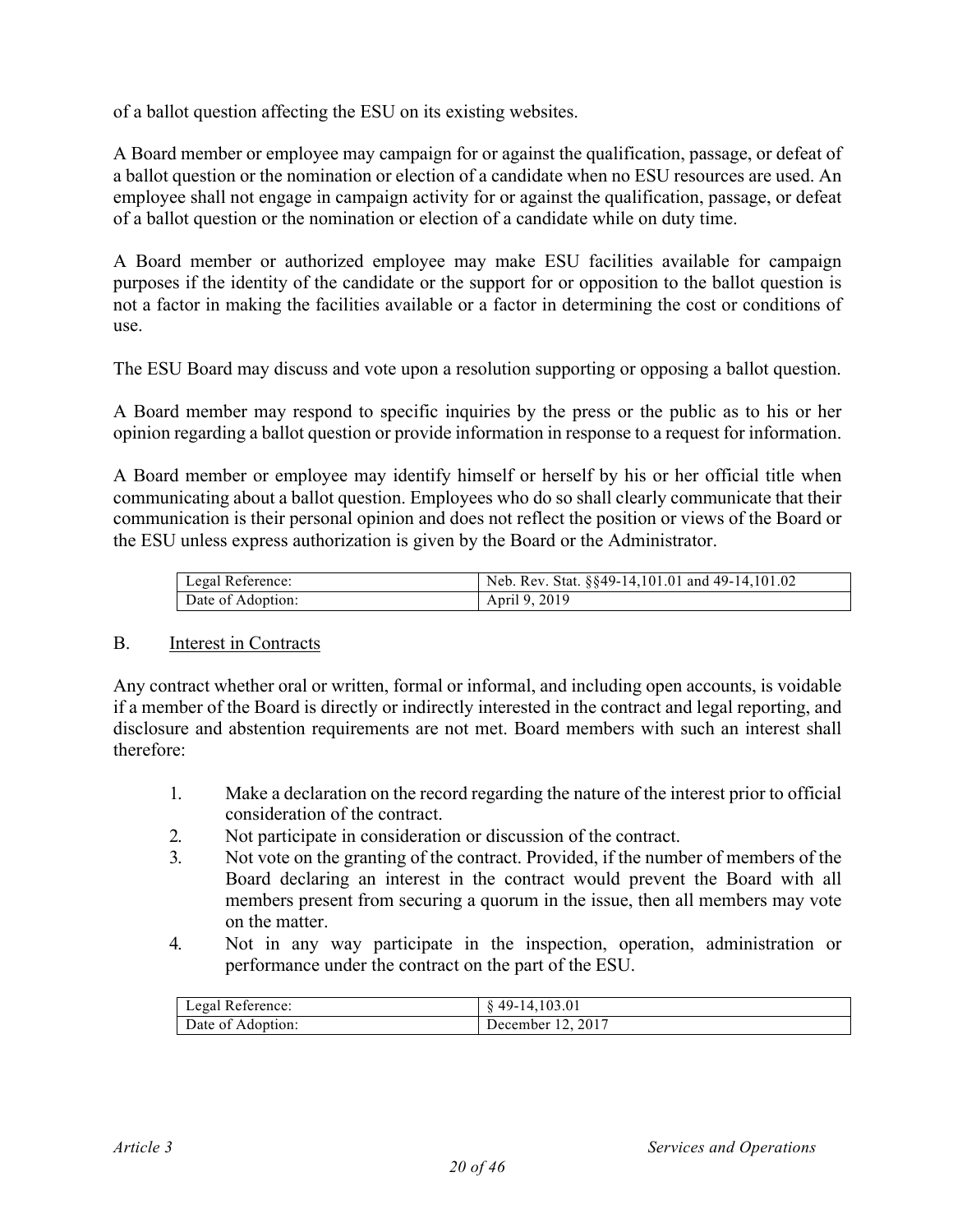of a ballot question affecting the ESU on its existing websites.

A Board member or employee may campaign for or against the qualification, passage, or defeat of a ballot question or the nomination or election of a candidate when no ESU resources are used. An employee shall not engage in campaign activity for or against the qualification, passage, or defeat of a ballot question or the nomination or election of a candidate while on duty time.

A Board member or authorized employee may make ESU facilities available for campaign purposes if the identity of the candidate or the support for or opposition to the ballot question is not a factor in making the facilities available or a factor in determining the cost or conditions of use.

The ESU Board may discuss and vote upon a resolution supporting or opposing a ballot question.

A Board member may respond to specific inquiries by the press or the public as to his or her opinion regarding a ballot question or provide information in response to a request for information.

A Board member or employee may identify himself or herself by his or her official title when communicating about a ballot question. Employees who do so shall clearly communicate that their communication is their personal opinion and does not reflect the position or views of the Board or the ESU unless express authorization is given by the Board or the Administrator.

| Legal Reference: | Neb. Rev. Stat. §§49-14,101.01 and 49-14,101.02 |
|---|---|
| Date of Adoption: | April 9, 2019 |

B. <u>Interest in Contracts</u>

Any contract whether oral or written, formal or informal, and including open accounts, is voidable if a member of the Board is directly or indirectly interested in the contract and legal reporting, and disclosure and abstention requirements are not met. Board members with such an interest shall therefore:

1. Make a declaration on the record regarding the nature of the interest prior to official consideration of the contract.
2. Not participate in consideration or discussion of the contract.
3. Not vote on the granting of the contract. Provided, if the number of members of the Board declaring an interest in the contract would prevent the Board with all members present from securing a quorum in the issue, then all members may vote on the matter.
4. Not in any way participate in the inspection, operation, administration or performance under the contract on the part of the ESU.

| Legal Reference: | § 49-14,103.01 |
|---|---|
| Date of Adoption: | December 12, 2017 |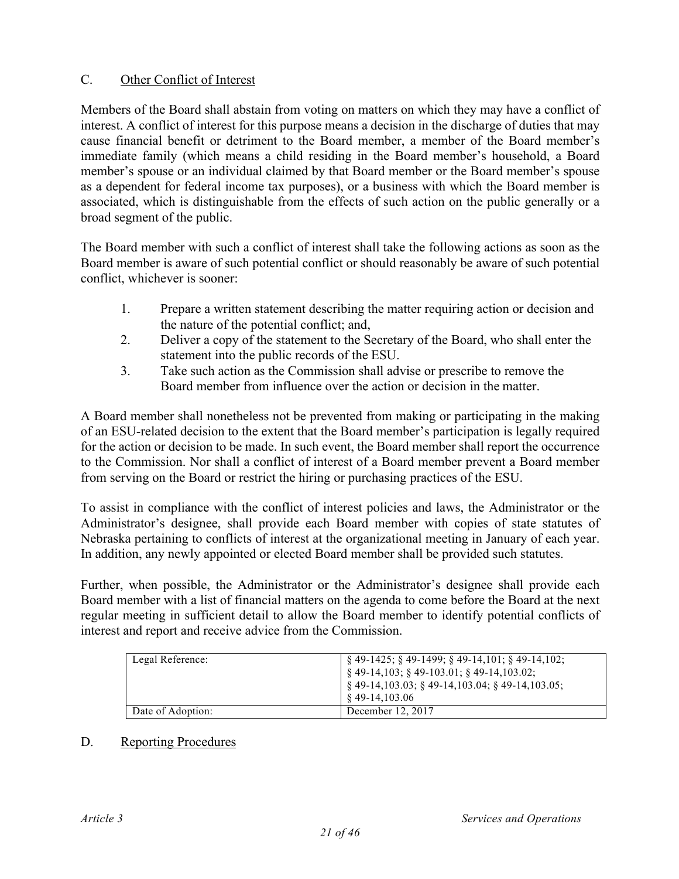### C. Other Conflict of Interest

Members of the Board shall abstain from voting on matters on which they may have a conflict of interest. A conflict of interest for this purpose means a decision in the discharge of duties that may cause financial benefit or detriment to the Board member, a member of the Board member's immediate family (which means a child residing in the Board member's household, a Board member's spouse or an individual claimed by that Board member or the Board member's spouse as a dependent for federal income tax purposes), or a business with which the Board member is associated, which is distinguishable from the effects of such action on the public generally or a broad segment of the public.

The Board member with such a conflict of interest shall take the following actions as soon as the Board member is aware of such potential conflict or should reasonably be aware of such potential conflict, whichever is sooner:

1. Prepare a written statement describing the matter requiring action or decision and the nature of the potential conflict; and,
2. Deliver a copy of the statement to the Secretary of the Board, who shall enter the statement into the public records of the ESU.
3. Take such action as the Commission shall advise or prescribe to remove the Board member from influence over the action or decision in the matter.

A Board member shall nonetheless not be prevented from making or participating in the making of an ESU-related decision to the extent that the Board member's participation is legally required for the action or decision to be made. In such event, the Board member shall report the occurrence to the Commission. Nor shall a conflict of interest of a Board member prevent a Board member from serving on the Board or restrict the hiring or purchasing practices of the ESU.

To assist in compliance with the conflict of interest policies and laws, the Administrator or the Administrator's designee, shall provide each Board member with copies of state statutes of Nebraska pertaining to conflicts of interest at the organizational meeting in January of each year. In addition, any newly appointed or elected Board member shall be provided such statutes.

Further, when possible, the Administrator or the Administrator's designee shall provide each Board member with a list of financial matters on the agenda to come before the Board at the next regular meeting in sufficient detail to allow the Board member to identify potential conflicts of interest and report and receive advice from the Commission.

| Legal Reference: | § 49-1425; § 49-1499; § 49-14,101; § 49-14,102; § 49-14,103; § 49-103.01; § 49-14,103.02; § 49-14,103.03; § 49-14,103.04; § 49-14,103.05; § 49-14,103.06 |
|---|---|
| Date of Adoption: | December 12, 2017 |

### D. Reporting Procedures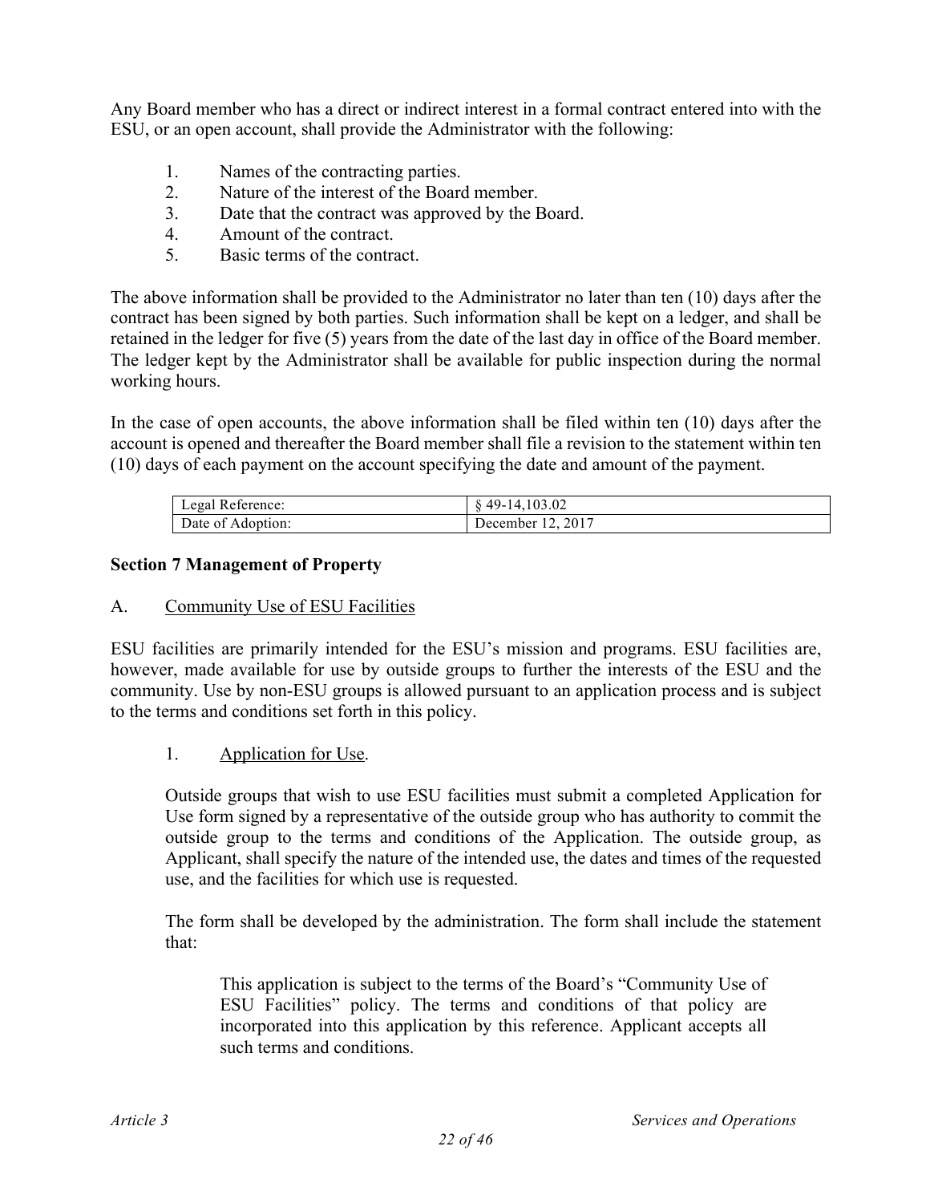Any Board member who has a direct or indirect interest in a formal contract entered into with the ESU, or an open account, shall provide the Administrator with the following:

1. Names of the contracting parties.
2. Nature of the interest of the Board member.
3. Date that the contract was approved by the Board.
4. Amount of the contract.
5. Basic terms of the contract.

The above information shall be provided to the Administrator no later than ten (10) days after the contract has been signed by both parties. Such information shall be kept on a ledger, and shall be retained in the ledger for five (5) years from the date of the last day in office of the Board member. The ledger kept by the Administrator shall be available for public inspection during the normal working hours.

In the case of open accounts, the above information shall be filed within ten (10) days after the account is opened and thereafter the Board member shall file a revision to the statement within ten (10) days of each payment on the account specifying the date and amount of the payment.

| Legal Reference: | § 49-14,103.02 |
|---|---|
| Date of Adoption: | December 12, 2017 |

## Section 7 Management of Property

A. <u>Community Use of ESU Facilities</u>

ESU facilities are primarily intended for the ESU's mission and programs. ESU facilities are, however, made available for use by outside groups to further the interests of the ESU and the community. Use by non-ESU groups is allowed pursuant to an application process and is subject to the terms and conditions set forth in this policy.

1. <u>Application for Use</u>.

   Outside groups that wish to use ESU facilities must submit a completed Application for Use form signed by a representative of the outside group who has authority to commit the outside group to the terms and conditions of the Application. The outside group, as Applicant, shall specify the nature of the intended use, the dates and times of the requested use, and the facilities for which use is requested.

   The form shall be developed by the administration. The form shall include the statement that:

   > This application is subject to the terms of the Board's "Community Use of ESU Facilities" policy. The terms and conditions of that policy are incorporated into this application by this reference. Applicant accepts all such terms and conditions.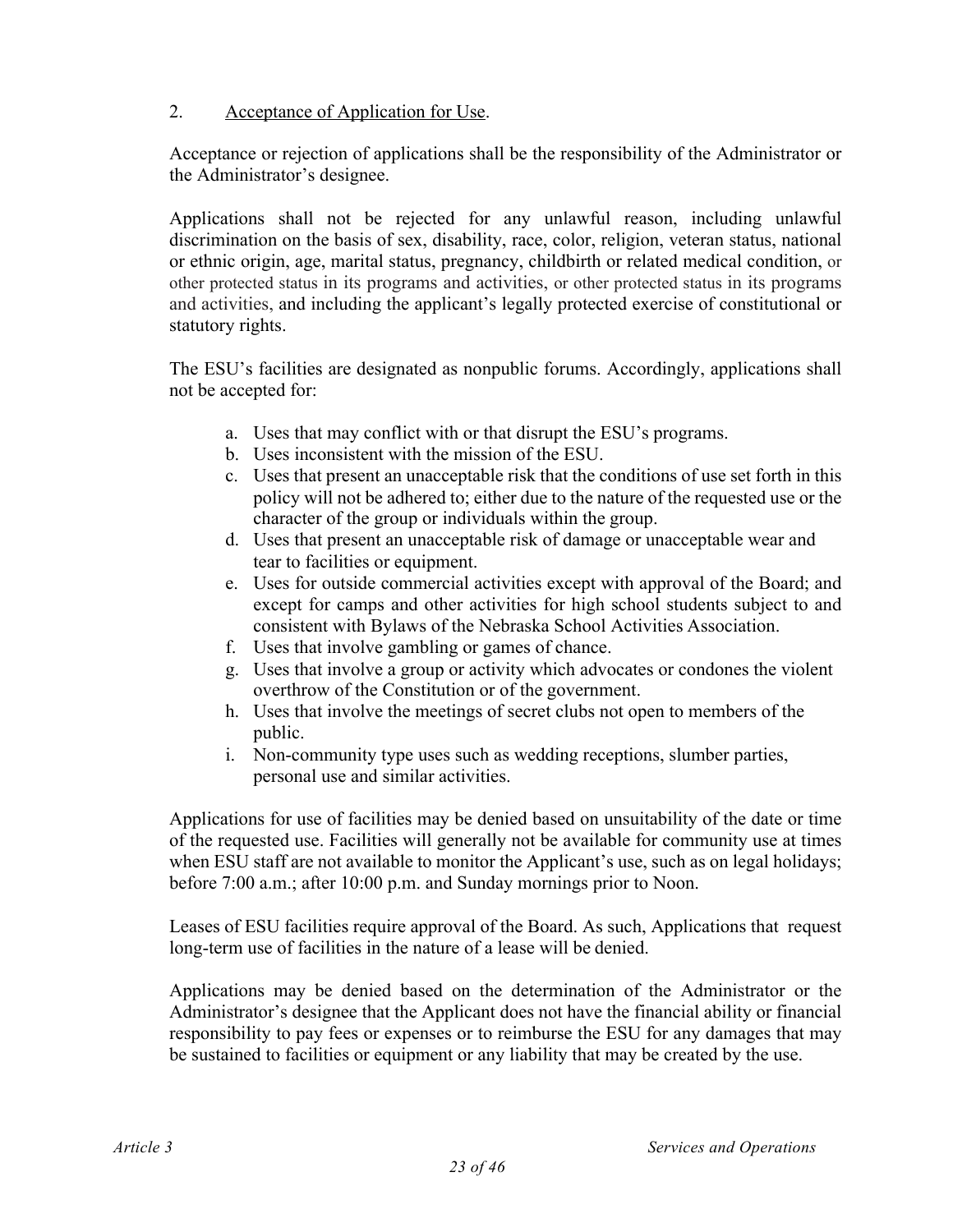2. Acceptance of Application for Use.

Acceptance or rejection of applications shall be the responsibility of the Administrator or the Administrator's designee.

Applications shall not be rejected for any unlawful reason, including unlawful discrimination on the basis of sex, disability, race, color, religion, veteran status, national or ethnic origin, age, marital status, pregnancy, childbirth or related medical condition, or other protected status in its programs and activities, or other protected status in its programs and activities, and including the applicant's legally protected exercise of constitutional or statutory rights.

The ESU's facilities are designated as nonpublic forums. Accordingly, applications shall not be accepted for:

a. Uses that may conflict with or that disrupt the ESU's programs.
b. Uses inconsistent with the mission of the ESU.
c. Uses that present an unacceptable risk that the conditions of use set forth in this policy will not be adhered to; either due to the nature of the requested use or the character of the group or individuals within the group.
d. Uses that present an unacceptable risk of damage or unacceptable wear and tear to facilities or equipment.
e. Uses for outside commercial activities except with approval of the Board; and except for camps and other activities for high school students subject to and consistent with Bylaws of the Nebraska School Activities Association.
f. Uses that involve gambling or games of chance.
g. Uses that involve a group or activity which advocates or condones the violent overthrow of the Constitution or of the government.
h. Uses that involve the meetings of secret clubs not open to members of the public.
i. Non-community type uses such as wedding receptions, slumber parties, personal use and similar activities.

Applications for use of facilities may be denied based on unsuitability of the date or time of the requested use. Facilities will generally not be available for community use at times when ESU staff are not available to monitor the Applicant's use, such as on legal holidays; before 7:00 a.m.; after 10:00 p.m. and Sunday mornings prior to Noon.

Leases of ESU facilities require approval of the Board. As such, Applications that request long-term use of facilities in the nature of a lease will be denied.

Applications may be denied based on the determination of the Administrator or the Administrator's designee that the Applicant does not have the financial ability or financial responsibility to pay fees or expenses or to reimburse the ESU for any damages that may be sustained to facilities or equipment or any liability that may be created by the use.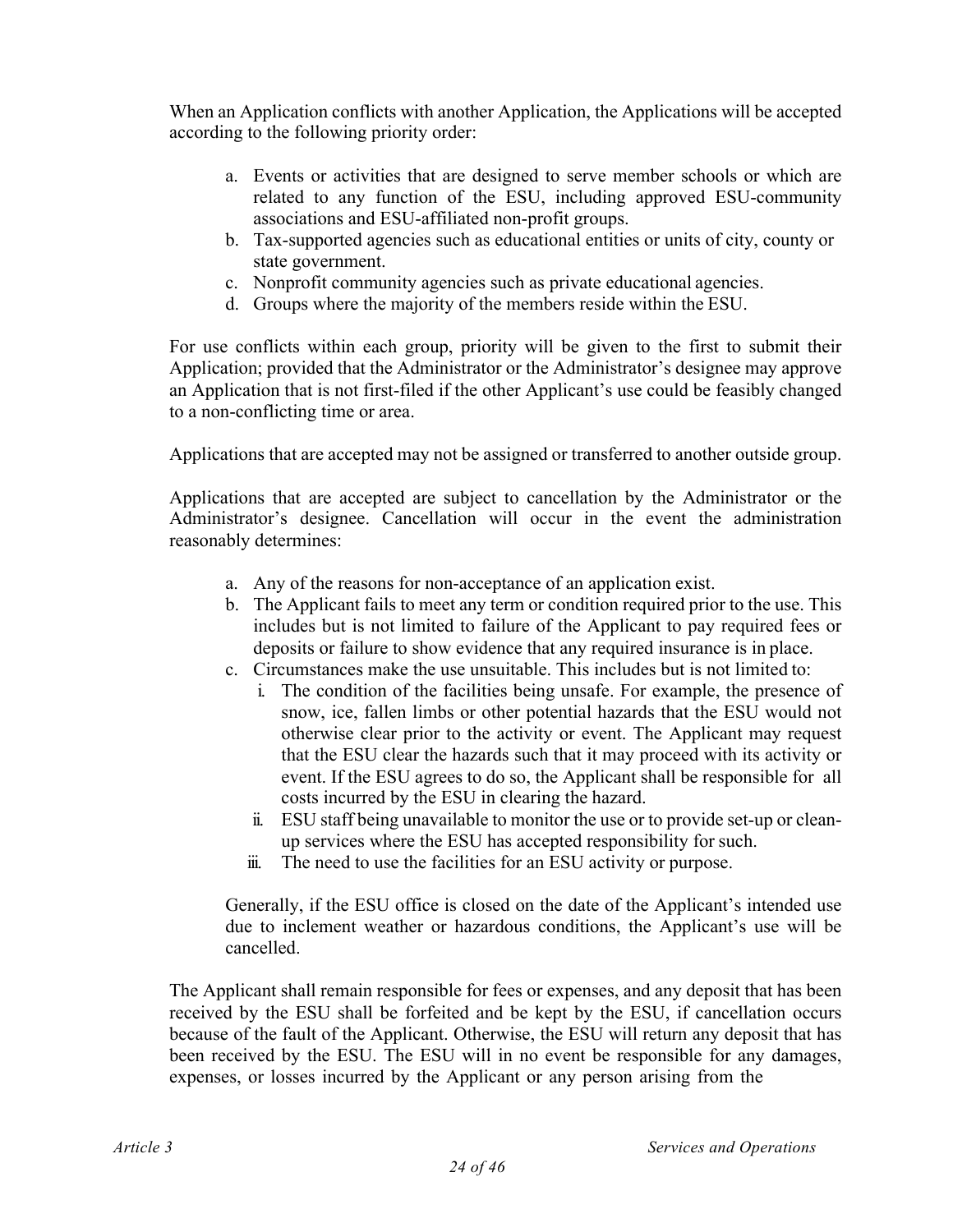When an Application conflicts with another Application, the Applications will be accepted according to the following priority order:

a. Events or activities that are designed to serve member schools or which are related to any function of the ESU, including approved ESU-community associations and ESU-affiliated non-profit groups.
b. Tax-supported agencies such as educational entities or units of city, county or state government.
c. Nonprofit community agencies such as private educational agencies.
d. Groups where the majority of the members reside within the ESU.

For use conflicts within each group, priority will be given to the first to submit their Application; provided that the Administrator or the Administrator's designee may approve an Application that is not first-filed if the other Applicant's use could be feasibly changed to a non-conflicting time or area.

Applications that are accepted may not be assigned or transferred to another outside group.

Applications that are accepted are subject to cancellation by the Administrator or the Administrator's designee. Cancellation will occur in the event the administration reasonably determines:

a. Any of the reasons for non-acceptance of an application exist.
b. The Applicant fails to meet any term or condition required prior to the use. This includes but is not limited to failure of the Applicant to pay required fees or deposits or failure to show evidence that any required insurance is in place.
c. Circumstances make the use unsuitable. This includes but is not limited to:
   i. The condition of the facilities being unsafe. For example, the presence of snow, ice, fallen limbs or other potential hazards that the ESU would not otherwise clear prior to the activity or event. The Applicant may request that the ESU clear the hazards such that it may proceed with its activity or event. If the ESU agrees to do so, the Applicant shall be responsible for all costs incurred by the ESU in clearing the hazard.
   ii. ESU staff being unavailable to monitor the use or to provide set-up or clean-up services where the ESU has accepted responsibility for such.
   iii. The need to use the facilities for an ESU activity or purpose.

Generally, if the ESU office is closed on the date of the Applicant's intended use due to inclement weather or hazardous conditions, the Applicant's use will be cancelled.

The Applicant shall remain responsible for fees or expenses, and any deposit that has been received by the ESU shall be forfeited and be kept by the ESU, if cancellation occurs because of the fault of the Applicant. Otherwise, the ESU will return any deposit that has been received by the ESU. The ESU will in no event be responsible for any damages, expenses, or losses incurred by the Applicant or any person arising from the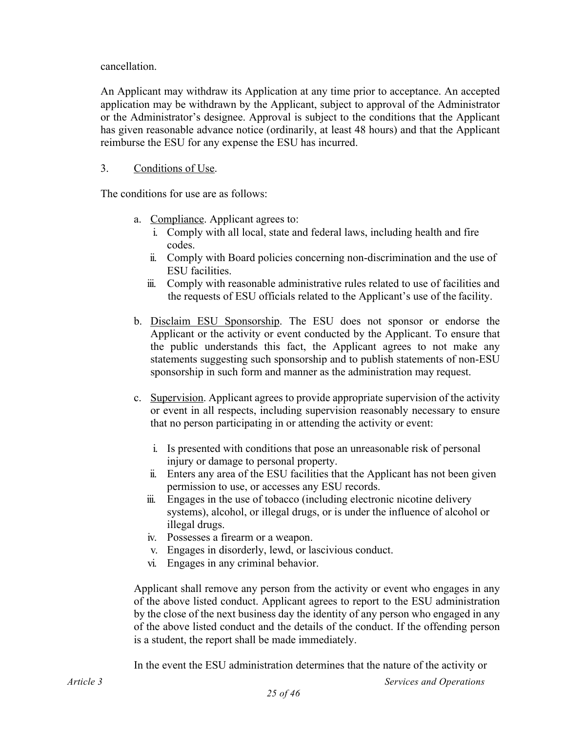cancellation.

An Applicant may withdraw its Application at any time prior to acceptance. An accepted application may be withdrawn by the Applicant, subject to approval of the Administrator or the Administrator's designee. Approval is subject to the conditions that the Applicant has given reasonable advance notice (ordinarily, at least 48 hours) and that the Applicant reimburse the ESU for any expense the ESU has incurred.

3. Conditions of Use.

The conditions for use are as follows:

a. Compliance. Applicant agrees to:
   i. Comply with all local, state and federal laws, including health and fire codes.
   ii. Comply with Board policies concerning non-discrimination and the use of ESU facilities.
   iii. Comply with reasonable administrative rules related to use of facilities and the requests of ESU officials related to the Applicant's use of the facility.

b. Disclaim ESU Sponsorship. The ESU does not sponsor or endorse the Applicant or the activity or event conducted by the Applicant. To ensure that the public understands this fact, the Applicant agrees to not make any statements suggesting such sponsorship and to publish statements of non-ESU sponsorship in such form and manner as the administration may request.

c. Supervision. Applicant agrees to provide appropriate supervision of the activity or event in all respects, including supervision reasonably necessary to ensure that no person participating in or attending the activity or event:

   i. Is presented with conditions that pose an unreasonable risk of personal injury or damage to personal property.
   ii. Enters any area of the ESU facilities that the Applicant has not been given permission to use, or accesses any ESU records.
   iii. Engages in the use of tobacco (including electronic nicotine delivery systems), alcohol, or illegal drugs, or is under the influence of alcohol or illegal drugs.
   iv. Possesses a firearm or a weapon.
   v. Engages in disorderly, lewd, or lascivious conduct.
   vi. Engages in any criminal behavior.

   Applicant shall remove any person from the activity or event who engages in any of the above listed conduct. Applicant agrees to report to the ESU administration by the close of the next business day the identity of any person who engaged in any of the above listed conduct and the details of the conduct. If the offending person is a student, the report shall be made immediately.

   In the event the ESU administration determines that the nature of the activity or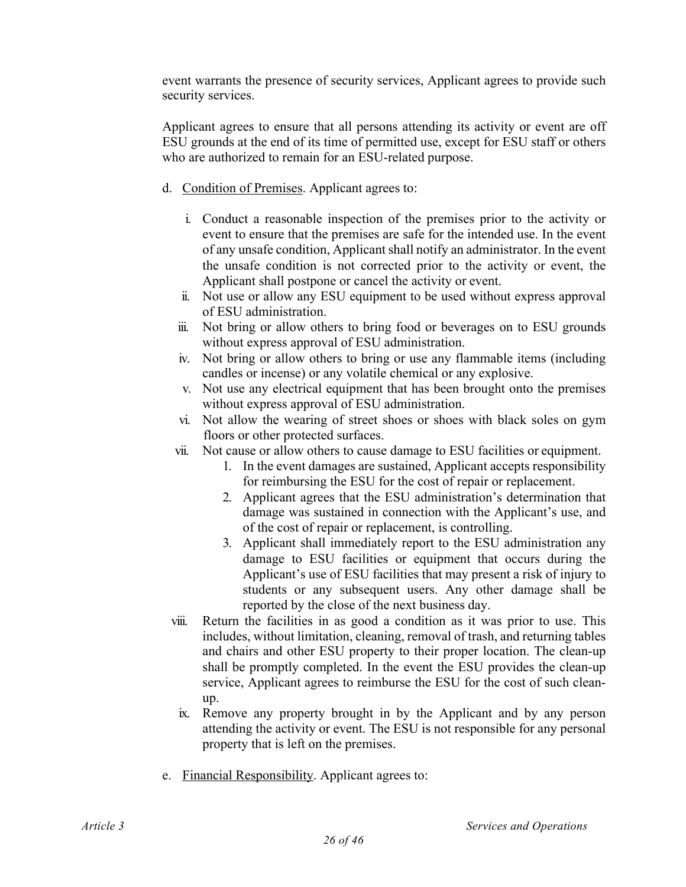event warrants the presence of security services, Applicant agrees to provide such security services.

Applicant agrees to ensure that all persons attending its activity or event are off ESU grounds at the end of its time of permitted use, except for ESU staff or others who are authorized to remain for an ESU-related purpose.

d. Condition of Premises. Applicant agrees to:

   i. Conduct a reasonable inspection of the premises prior to the activity or event to ensure that the premises are safe for the intended use. In the event of any unsafe condition, Applicant shall notify an administrator. In the event the unsafe condition is not corrected prior to the activity or event, the Applicant shall postpone or cancel the activity or event.
   ii. Not use or allow any ESU equipment to be used without express approval of ESU administration.
   iii. Not bring or allow others to bring food or beverages on to ESU grounds without express approval of ESU administration.
   iv. Not bring or allow others to bring or use any flammable items (including candles or incense) or any volatile chemical or any explosive.
   v. Not use any electrical equipment that has been brought onto the premises without express approval of ESU administration.
   vi. Not allow the wearing of street shoes or shoes with black soles on gym floors or other protected surfaces.
   vii. Not cause or allow others to cause damage to ESU facilities or equipment.
      1. In the event damages are sustained, Applicant accepts responsibility for reimbursing the ESU for the cost of repair or replacement.
      2. Applicant agrees that the ESU administration's determination that damage was sustained in connection with the Applicant's use, and of the cost of repair or replacement, is controlling.
      3. Applicant shall immediately report to the ESU administration any damage to ESU facilities or equipment that occurs during the Applicant's use of ESU facilities that may present a risk of injury to students or any subsequent users. Any other damage shall be reported by the close of the next business day.
   viii. Return the facilities in as good a condition as it was prior to use. This includes, without limitation, cleaning, removal of trash, and returning tables and chairs and other ESU property to their proper location. The clean-up shall be promptly completed. In the event the ESU provides the clean-up service, Applicant agrees to reimburse the ESU for the cost of such clean-up.
   ix. Remove any property brought in by the Applicant and by any person attending the activity or event. The ESU is not responsible for any personal property that is left on the premises.

e. Financial Responsibility. Applicant agrees to: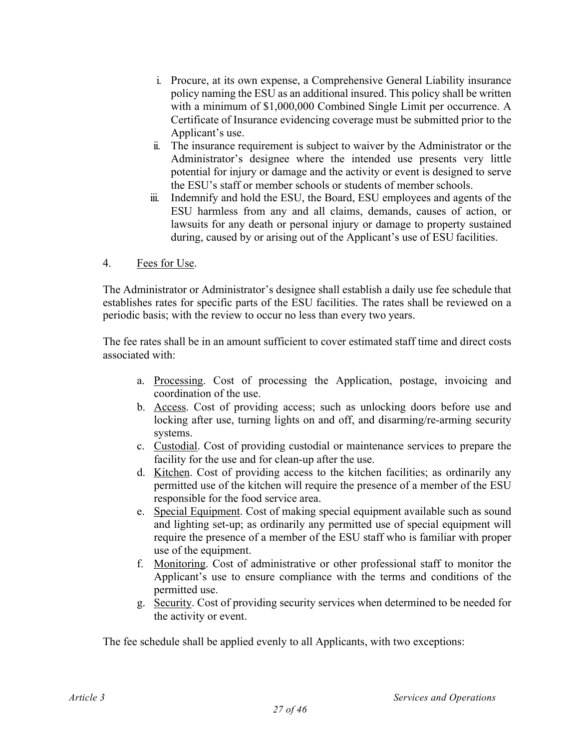i. Procure, at its own expense, a Comprehensive General Liability insurance policy naming the ESU as an additional insured. This policy shall be written with a minimum of $1,000,000 Combined Single Limit per occurrence. A Certificate of Insurance evidencing coverage must be submitted prior to the Applicant's use.
ii. The insurance requirement is subject to waiver by the Administrator or the Administrator's designee where the intended use presents very little potential for injury or damage and the activity or event is designed to serve the ESU's staff or member schools or students of member schools.
iii. Indemnify and hold the ESU, the Board, ESU employees and agents of the ESU harmless from any and all claims, demands, causes of action, or lawsuits for any death or personal injury or damage to property sustained during, caused by or arising out of the Applicant's use of ESU facilities.

4. Fees for Use.

The Administrator or Administrator's designee shall establish a daily use fee schedule that establishes rates for specific parts of the ESU facilities. The rates shall be reviewed on a periodic basis; with the review to occur no less than every two years.

The fee rates shall be in an amount sufficient to cover estimated staff time and direct costs associated with:

a. Processing. Cost of processing the Application, postage, invoicing and coordination of the use.
b. Access. Cost of providing access; such as unlocking doors before use and locking after use, turning lights on and off, and disarming/re-arming security systems.
c. Custodial. Cost of providing custodial or maintenance services to prepare the facility for the use and for clean-up after the use.
d. Kitchen. Cost of providing access to the kitchen facilities; as ordinarily any permitted use of the kitchen will require the presence of a member of the ESU responsible for the food service area.
e. Special Equipment. Cost of making special equipment available such as sound and lighting set-up; as ordinarily any permitted use of special equipment will require the presence of a member of the ESU staff who is familiar with proper use of the equipment.
f. Monitoring. Cost of administrative or other professional staff to monitor the Applicant's use to ensure compliance with the terms and conditions of the permitted use.
g. Security. Cost of providing security services when determined to be needed for the activity or event.

The fee schedule shall be applied evenly to all Applicants, with two exceptions: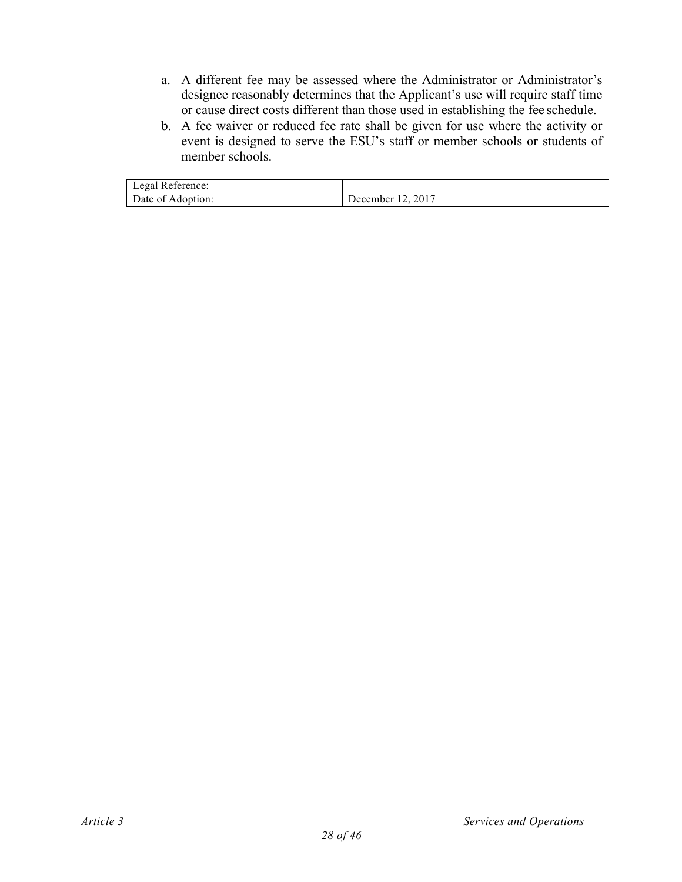a. A different fee may be assessed where the Administrator or Administrator's designee reasonably determines that the Applicant's use will require staff time or cause direct costs different than those used in establishing the fee schedule.
b. A fee waiver or reduced fee rate shall be given for use where the activity or event is designed to serve the ESU's staff or member schools or students of member schools.

| Legal Reference: | |
|---|---|
| Date of Adoption: | December 12, 2017 |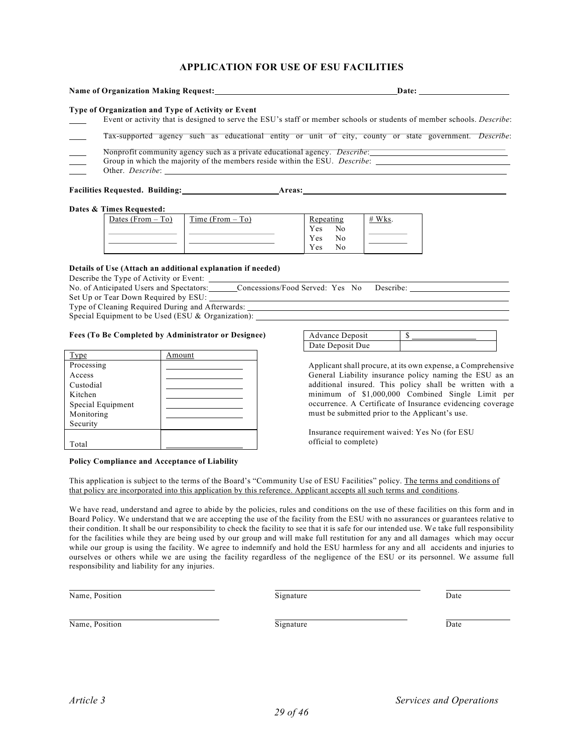# APPLICATION FOR USE OF ESU FACILITIES

**Name of Organization Making Request:** ______________________________ **Date:** ______________

**Type of Organization and Type of Activity or Event**

____ Event or activity that is designed to serve the ESU's staff or member schools or students of member schools. *Describe*:

____ Tax-supported agency such as educational entity or unit of city, county or state government. *Describe*:

____ Nonprofit community agency such as a private educational agency. *Describe*: ______________________________

____ Group in which the majority of the members reside within the ESU. *Describe*: ______________________________

____ Other. *Describe*: ______________________________

**Facilities Requested. Building:** ______________ **Areas:** ______________________________

**Dates & Times Requested:**

| Dates (From – To) | Time (From – To) | Repeating | # Wks. |
|---|---|---|---|
| | | Yes No | |
| | | Yes No | |
| | | Yes No | |

**Details of Use (Attach an additional explanation if needed)**

Describe the Type of Activity or Event: ______________________________

No. of Anticipated Users and Spectators: ______ Concessions/Food Served: Yes No Describe: ______________

Set Up or Tear Down Required by ESU: ______________________________

Type of Cleaning Required During and Afterwards: ______________________________

Special Equipment to be Used (ESU & Organization): ______________________________

**Fees (To Be Completed by Administrator or Designee)**

| Type | Amount |
|---|---|
| Processing | |
| Access | |
| Custodial | |
| Kitchen | |
| Special Equipment | |
| Monitoring | |
| Security | |
| Total | |

| Advance Deposit | $ |
|---|---|
| Date Deposit Due | |

Applicant shall procure, at its own expense, a Comprehensive General Liability insurance policy naming the ESU as an additional insured. This policy shall be written with a minimum of $1,000,000 Combined Single Limit per occurrence. A Certificate of Insurance evidencing coverage must be submitted prior to the Applicant's use.

Insurance requirement waived: Yes No (for ESU official to complete)

**Policy Compliance and Acceptance of Liability**

This application is subject to the terms of the Board's "Community Use of ESU Facilities" policy. The terms and conditions of that policy are incorporated into this application by this reference. Applicant accepts all such terms and conditions.

We have read, understand and agree to abide by the policies, rules and conditions on the use of these facilities on this form and in Board Policy. We understand that we are accepting the use of the facility from the ESU with no assurances or guarantees relative to their condition. It shall be our responsibility to check the facility to see that it is safe for our intended use. We take full responsibility for the facilities while they are being used by our group and will make full restitution for any and all damages which may occur while our group is using the facility. We agree to indemnify and hold the ESU harmless for any and all accidents and injuries to ourselves or others while we are using the facility regardless of the negligence of the ESU or its personnel. We assume full responsibility and liability for any injuries.

______________________________ ______________________________ ______________
Name, Position Signature Date

______________________________ ______________________________ ______________
Name, Position Signature Date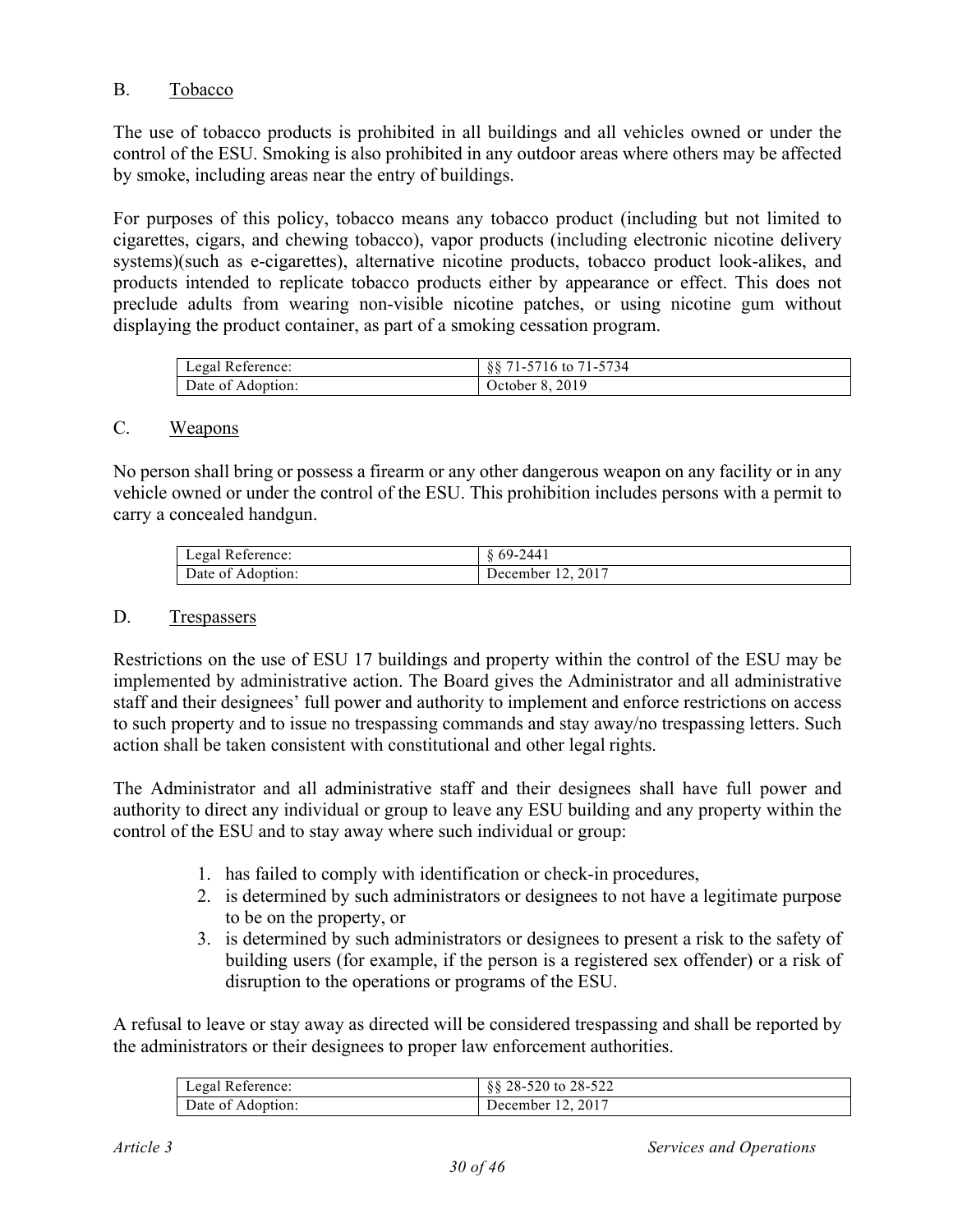## B. Tobacco

The use of tobacco products is prohibited in all buildings and all vehicles owned or under the control of the ESU. Smoking is also prohibited in any outdoor areas where others may be affected by smoke, including areas near the entry of buildings.

For purposes of this policy, tobacco means any tobacco product (including but not limited to cigarettes, cigars, and chewing tobacco), vapor products (including electronic nicotine delivery systems)(such as e-cigarettes), alternative nicotine products, tobacco product look-alikes, and products intended to replicate tobacco products either by appearance or effect. This does not preclude adults from wearing non-visible nicotine patches, or using nicotine gum without displaying the product container, as part of a smoking cessation program.

| Legal Reference: | §§ 71-5716 to 71-5734 |
| --- | --- |
| Date of Adoption: | October 8, 2019 |

## C. Weapons

No person shall bring or possess a firearm or any other dangerous weapon on any facility or in any vehicle owned or under the control of the ESU. This prohibition includes persons with a permit to carry a concealed handgun.

| Legal Reference: | § 69-2441 |
| --- | --- |
| Date of Adoption: | December 12, 2017 |

## D. Trespassers

Restrictions on the use of ESU 17 buildings and property within the control of the ESU may be implemented by administrative action. The Board gives the Administrator and all administrative staff and their designees' full power and authority to implement and enforce restrictions on access to such property and to issue no trespassing commands and stay away/no trespassing letters. Such action shall be taken consistent with constitutional and other legal rights.

The Administrator and all administrative staff and their designees shall have full power and authority to direct any individual or group to leave any ESU building and any property within the control of the ESU and to stay away where such individual or group:

1. has failed to comply with identification or check-in procedures,
2. is determined by such administrators or designees to not have a legitimate purpose to be on the property, or
3. is determined by such administrators or designees to present a risk to the safety of building users (for example, if the person is a registered sex offender) or a risk of disruption to the operations or programs of the ESU.

A refusal to leave or stay away as directed will be considered trespassing and shall be reported by the administrators or their designees to proper law enforcement authorities.

| Legal Reference: | §§ 28-520 to 28-522 |
| --- | --- |
| Date of Adoption: | December 12, 2017 |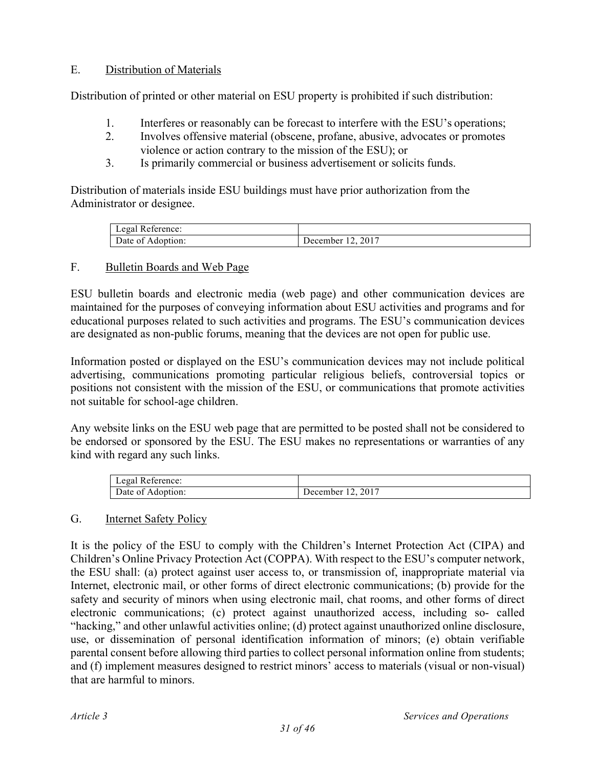## E. Distribution of Materials

Distribution of printed or other material on ESU property is prohibited if such distribution:

1. Interferes or reasonably can be forecast to interfere with the ESU's operations;
2. Involves offensive material (obscene, profane, abusive, advocates or promotes violence or action contrary to the mission of the ESU); or
3. Is primarily commercial or business advertisement or solicits funds.

Distribution of materials inside ESU buildings must have prior authorization from the Administrator or designee.

| Legal Reference: | |
|---|---|
| Date of Adoption: | December 12, 2017 |

## F. Bulletin Boards and Web Page

ESU bulletin boards and electronic media (web page) and other communication devices are maintained for the purposes of conveying information about ESU activities and programs and for educational purposes related to such activities and programs. The ESU's communication devices are designated as non-public forums, meaning that the devices are not open for public use.

Information posted or displayed on the ESU's communication devices may not include political advertising, communications promoting particular religious beliefs, controversial topics or positions not consistent with the mission of the ESU, or communications that promote activities not suitable for school-age children.

Any website links on the ESU web page that are permitted to be posted shall not be considered to be endorsed or sponsored by the ESU. The ESU makes no representations or warranties of any kind with regard any such links.

| Legal Reference: | |
|---|---|
| Date of Adoption: | December 12, 2017 |

## G. Internet Safety Policy

It is the policy of the ESU to comply with the Children's Internet Protection Act (CIPA) and Children's Online Privacy Protection Act (COPPA). With respect to the ESU's computer network, the ESU shall: (a) protect against user access to, or transmission of, inappropriate material via Internet, electronic mail, or other forms of direct electronic communications; (b) provide for the safety and security of minors when using electronic mail, chat rooms, and other forms of direct electronic communications; (c) protect against unauthorized access, including so- called "hacking," and other unlawful activities online; (d) protect against unauthorized online disclosure, use, or dissemination of personal identification information of minors; (e) obtain verifiable parental consent before allowing third parties to collect personal information online from students; and (f) implement measures designed to restrict minors' access to materials (visual or non-visual) that are harmful to minors.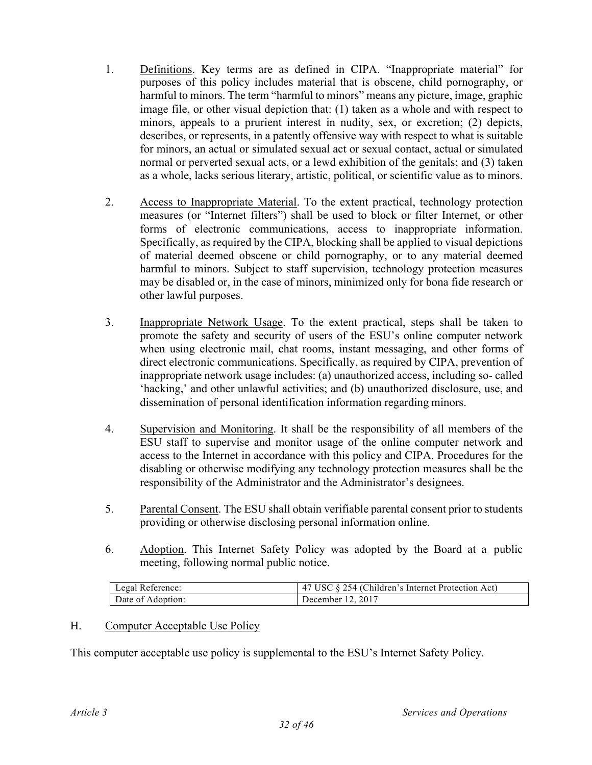1. Definitions. Key terms are as defined in CIPA. "Inappropriate material" for purposes of this policy includes material that is obscene, child pornography, or harmful to minors. The term "harmful to minors" means any picture, image, graphic image file, or other visual depiction that: (1) taken as a whole and with respect to minors, appeals to a prurient interest in nudity, sex, or excretion; (2) depicts, describes, or represents, in a patently offensive way with respect to what is suitable for minors, an actual or simulated sexual act or sexual contact, actual or simulated normal or perverted sexual acts, or a lewd exhibition of the genitals; and (3) taken as a whole, lacks serious literary, artistic, political, or scientific value as to minors.

2. Access to Inappropriate Material. To the extent practical, technology protection measures (or "Internet filters") shall be used to block or filter Internet, or other forms of electronic communications, access to inappropriate information. Specifically, as required by the CIPA, blocking shall be applied to visual depictions of material deemed obscene or child pornography, or to any material deemed harmful to minors. Subject to staff supervision, technology protection measures may be disabled or, in the case of minors, minimized only for bona fide research or other lawful purposes.

3. Inappropriate Network Usage. To the extent practical, steps shall be taken to promote the safety and security of users of the ESU's online computer network when using electronic mail, chat rooms, instant messaging, and other forms of direct electronic communications. Specifically, as required by CIPA, prevention of inappropriate network usage includes: (a) unauthorized access, including so- called 'hacking,' and other unlawful activities; and (b) unauthorized disclosure, use, and dissemination of personal identification information regarding minors.

4. Supervision and Monitoring. It shall be the responsibility of all members of the ESU staff to supervise and monitor usage of the online computer network and access to the Internet in accordance with this policy and CIPA. Procedures for the disabling or otherwise modifying any technology protection measures shall be the responsibility of the Administrator and the Administrator's designees.

5. Parental Consent. The ESU shall obtain verifiable parental consent prior to students providing or otherwise disclosing personal information online.

6. Adoption. This Internet Safety Policy was adopted by the Board at a public meeting, following normal public notice.

| Legal Reference: | 47 USC § 254 (Children's Internet Protection Act) |
|---|---|
| Date of Adoption: | December 12, 2017 |

## H. Computer Acceptable Use Policy

This computer acceptable use policy is supplemental to the ESU's Internet Safety Policy.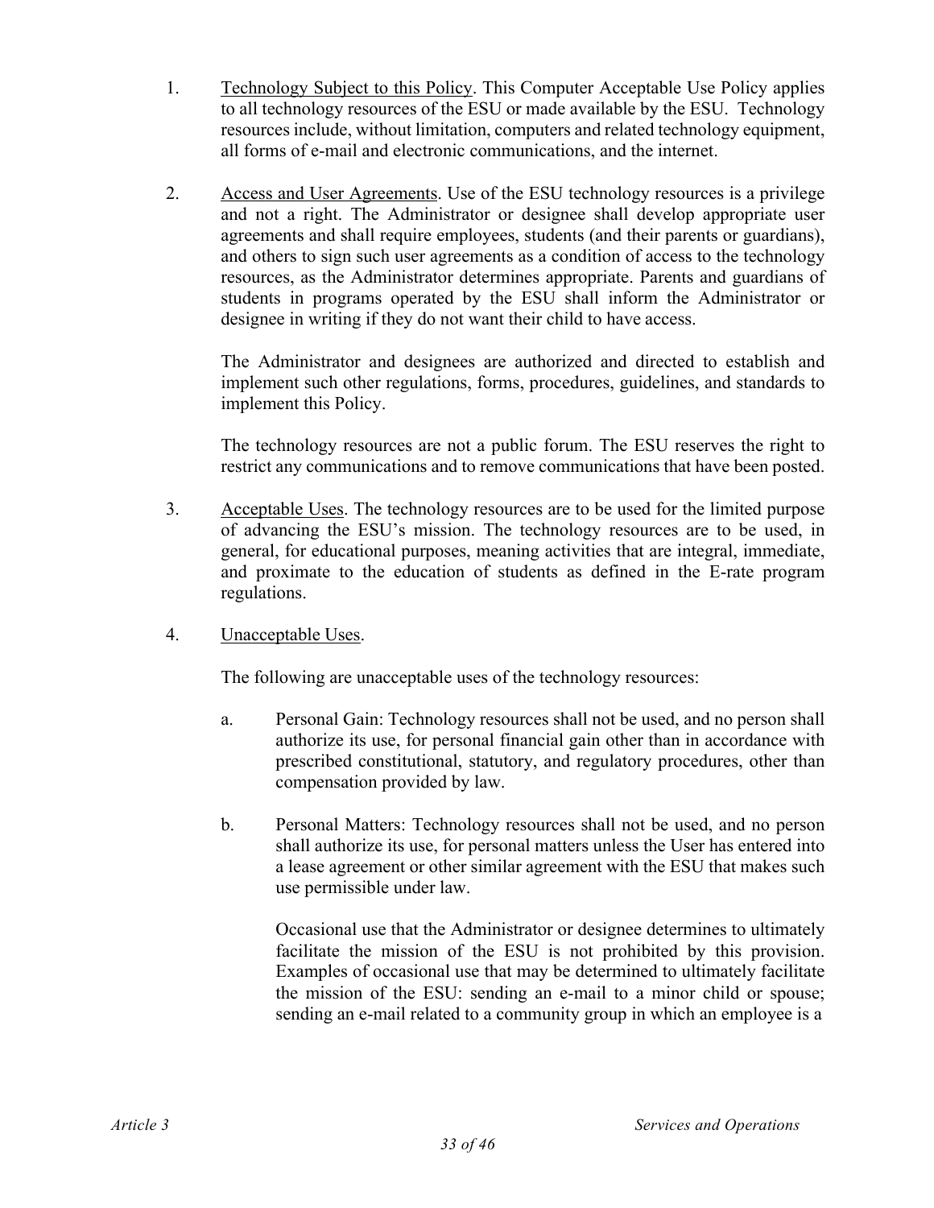1. <u>Technology Subject to this Policy</u>. This Computer Acceptable Use Policy applies to all technology resources of the ESU or made available by the ESU. Technology resources include, without limitation, computers and related technology equipment, all forms of e-mail and electronic communications, and the internet.

2. <u>Access and User Agreements</u>. Use of the ESU technology resources is a privilege and not a right. The Administrator or designee shall develop appropriate user agreements and shall require employees, students (and their parents or guardians), and others to sign such user agreements as a condition of access to the technology resources, as the Administrator determines appropriate. Parents and guardians of students in programs operated by the ESU shall inform the Administrator or designee in writing if they do not want their child to have access.

   The Administrator and designees are authorized and directed to establish and implement such other regulations, forms, procedures, guidelines, and standards to implement this Policy.

   The technology resources are not a public forum. The ESU reserves the right to restrict any communications and to remove communications that have been posted.

3. <u>Acceptable Uses</u>. The technology resources are to be used for the limited purpose of advancing the ESU's mission. The technology resources are to be used, in general, for educational purposes, meaning activities that are integral, immediate, and proximate to the education of students as defined in the E-rate program regulations.

4. <u>Unacceptable Uses</u>.

   The following are unacceptable uses of the technology resources:

   a. Personal Gain: Technology resources shall not be used, and no person shall authorize its use, for personal financial gain other than in accordance with prescribed constitutional, statutory, and regulatory procedures, other than compensation provided by law.

   b. Personal Matters: Technology resources shall not be used, and no person shall authorize its use, for personal matters unless the User has entered into a lease agreement or other similar agreement with the ESU that makes such use permissible under law.

      Occasional use that the Administrator or designee determines to ultimately facilitate the mission of the ESU is not prohibited by this provision. Examples of occasional use that may be determined to ultimately facilitate the mission of the ESU: sending an e-mail to a minor child or spouse; sending an e-mail related to a community group in which an employee is a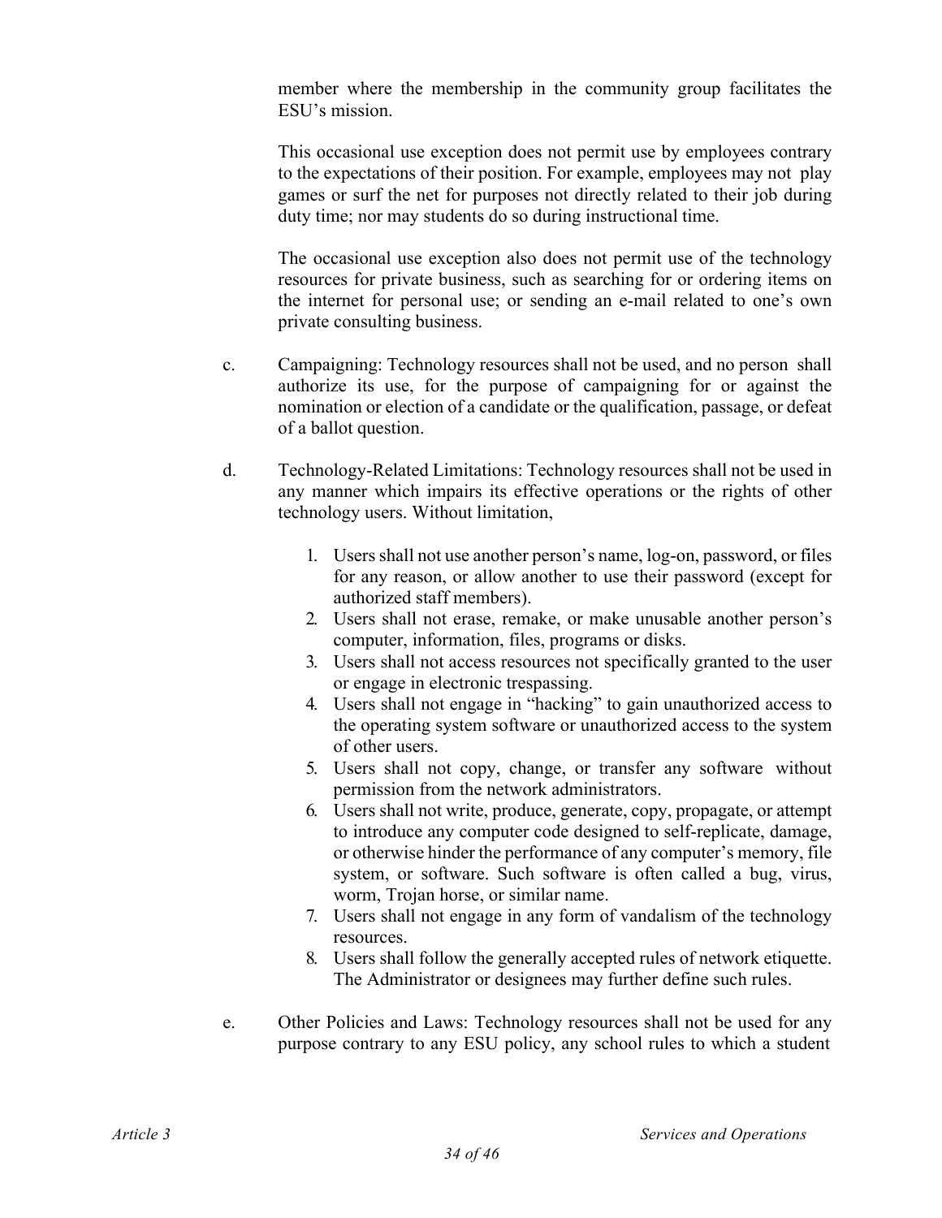member where the membership in the community group facilitates the ESU's mission.

This occasional use exception does not permit use by employees contrary to the expectations of their position. For example, employees may not play games or surf the net for purposes not directly related to their job during duty time; nor may students do so during instructional time.

The occasional use exception also does not permit use of the technology resources for private business, such as searching for or ordering items on the internet for personal use; or sending an e-mail related to one's own private consulting business.

c. Campaigning: Technology resources shall not be used, and no person shall authorize its use, for the purpose of campaigning for or against the nomination or election of a candidate or the qualification, passage, or defeat of a ballot question.

d. Technology-Related Limitations: Technology resources shall not be used in any manner which impairs its effective operations or the rights of other technology users. Without limitation,

1. Users shall not use another person's name, log-on, password, or files for any reason, or allow another to use their password (except for authorized staff members).
2. Users shall not erase, remake, or make unusable another person's computer, information, files, programs or disks.
3. Users shall not access resources not specifically granted to the user or engage in electronic trespassing.
4. Users shall not engage in "hacking" to gain unauthorized access to the operating system software or unauthorized access to the system of other users.
5. Users shall not copy, change, or transfer any software without permission from the network administrators.
6. Users shall not write, produce, generate, copy, propagate, or attempt to introduce any computer code designed to self-replicate, damage, or otherwise hinder the performance of any computer's memory, file system, or software. Such software is often called a bug, virus, worm, Trojan horse, or similar name.
7. Users shall not engage in any form of vandalism of the technology resources.
8. Users shall follow the generally accepted rules of network etiquette. The Administrator or designees may further define such rules.

e. Other Policies and Laws: Technology resources shall not be used for any purpose contrary to any ESU policy, any school rules to which a student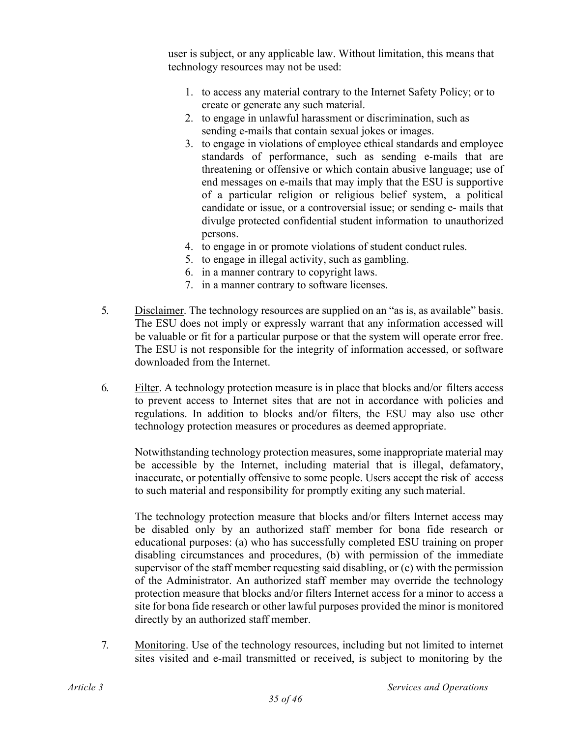user is subject, or any applicable law. Without limitation, this means that technology resources may not be used:

1. to access any material contrary to the Internet Safety Policy; or to create or generate any such material.
2. to engage in unlawful harassment or discrimination, such as sending e-mails that contain sexual jokes or images.
3. to engage in violations of employee ethical standards and employee standards of performance, such as sending e-mails that are threatening or offensive or which contain abusive language; use of end messages on e-mails that may imply that the ESU is supportive of a particular religion or religious belief system, a political candidate or issue, or a controversial issue; or sending e- mails that divulge protected confidential student information to unauthorized persons.
4. to engage in or promote violations of student conduct rules.
5. to engage in illegal activity, such as gambling.
6. in a manner contrary to copyright laws.
7. in a manner contrary to software licenses.

5. Disclaimer. The technology resources are supplied on an "as is, as available" basis. The ESU does not imply or expressly warrant that any information accessed will be valuable or fit for a particular purpose or that the system will operate error free. The ESU is not responsible for the integrity of information accessed, or software downloaded from the Internet.

6. Filter. A technology protection measure is in place that blocks and/or filters access to prevent access to Internet sites that are not in accordance with policies and regulations. In addition to blocks and/or filters, the ESU may also use other technology protection measures or procedures as deemed appropriate.

   Notwithstanding technology protection measures, some inappropriate material may be accessible by the Internet, including material that is illegal, defamatory, inaccurate, or potentially offensive to some people. Users accept the risk of access to such material and responsibility for promptly exiting any such material.

   The technology protection measure that blocks and/or filters Internet access may be disabled only by an authorized staff member for bona fide research or educational purposes: (a) who has successfully completed ESU training on proper disabling circumstances and procedures, (b) with permission of the immediate supervisor of the staff member requesting said disabling, or (c) with the permission of the Administrator. An authorized staff member may override the technology protection measure that blocks and/or filters Internet access for a minor to access a site for bona fide research or other lawful purposes provided the minor is monitored directly by an authorized staff member.

7. Monitoring. Use of the technology resources, including but not limited to internet sites visited and e-mail transmitted or received, is subject to monitoring by the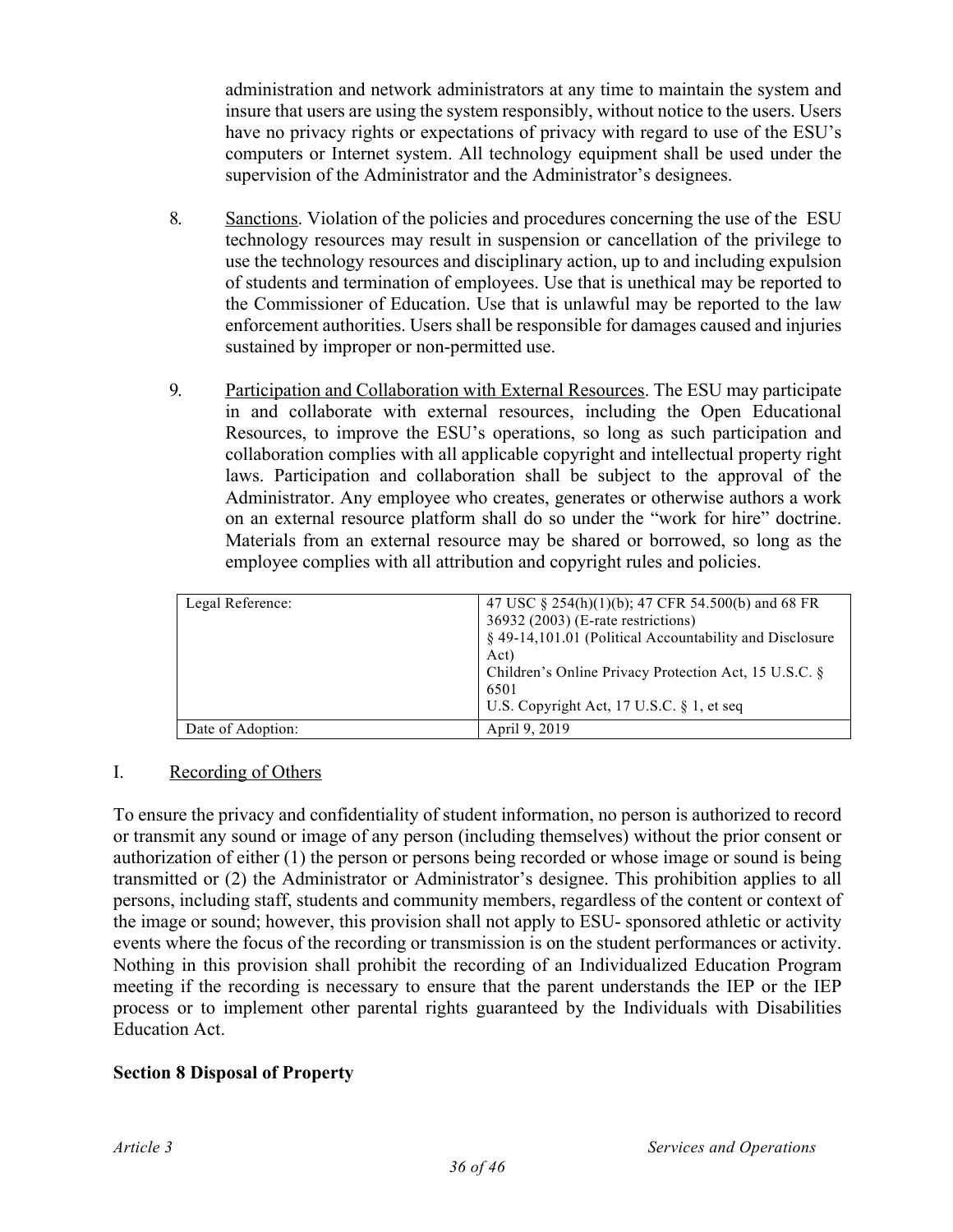administration and network administrators at any time to maintain the system and insure that users are using the system responsibly, without notice to the users. Users have no privacy rights or expectations of privacy with regard to use of the ESU's computers or Internet system. All technology equipment shall be used under the supervision of the Administrator and the Administrator's designees.

8. Sanctions. Violation of the policies and procedures concerning the use of the ESU technology resources may result in suspension or cancellation of the privilege to use the technology resources and disciplinary action, up to and including expulsion of students and termination of employees. Use that is unethical may be reported to the Commissioner of Education. Use that is unlawful may be reported to the law enforcement authorities. Users shall be responsible for damages caused and injuries sustained by improper or non-permitted use.

9. Participation and Collaboration with External Resources. The ESU may participate in and collaborate with external resources, including the Open Educational Resources, to improve the ESU's operations, so long as such participation and collaboration complies with all applicable copyright and intellectual property right laws. Participation and collaboration shall be subject to the approval of the Administrator. Any employee who creates, generates or otherwise authors a work on an external resource platform shall do so under the "work for hire" doctrine. Materials from an external resource may be shared or borrowed, so long as the employee complies with all attribution and copyright rules and policies.

| Legal Reference: | 47 USC § 254(h)(1)(b); 47 CFR 54.500(b) and 68 FR 36932 (2003) (E-rate restrictions)<br>§ 49-14,101.01 (Political Accountability and Disclosure Act)<br>Children's Online Privacy Protection Act, 15 U.S.C. § 6501<br>U.S. Copyright Act, 17 U.S.C. § 1, et seq |
|---|---|
| Date of Adoption: | April 9, 2019 |

I. Recording of Others

To ensure the privacy and confidentiality of student information, no person is authorized to record or transmit any sound or image of any person (including themselves) without the prior consent or authorization of either (1) the person or persons being recorded or whose image or sound is being transmitted or (2) the Administrator or Administrator's designee. This prohibition applies to all persons, including staff, students and community members, regardless of the content or context of the image or sound; however, this provision shall not apply to ESU- sponsored athletic or activity events where the focus of the recording or transmission is on the student performances or activity. Nothing in this provision shall prohibit the recording of an Individualized Education Program meeting if the recording is necessary to ensure that the parent understands the IEP or the IEP process or to implement other parental rights guaranteed by the Individuals with Disabilities Education Act.

**Section 8 Disposal of Property**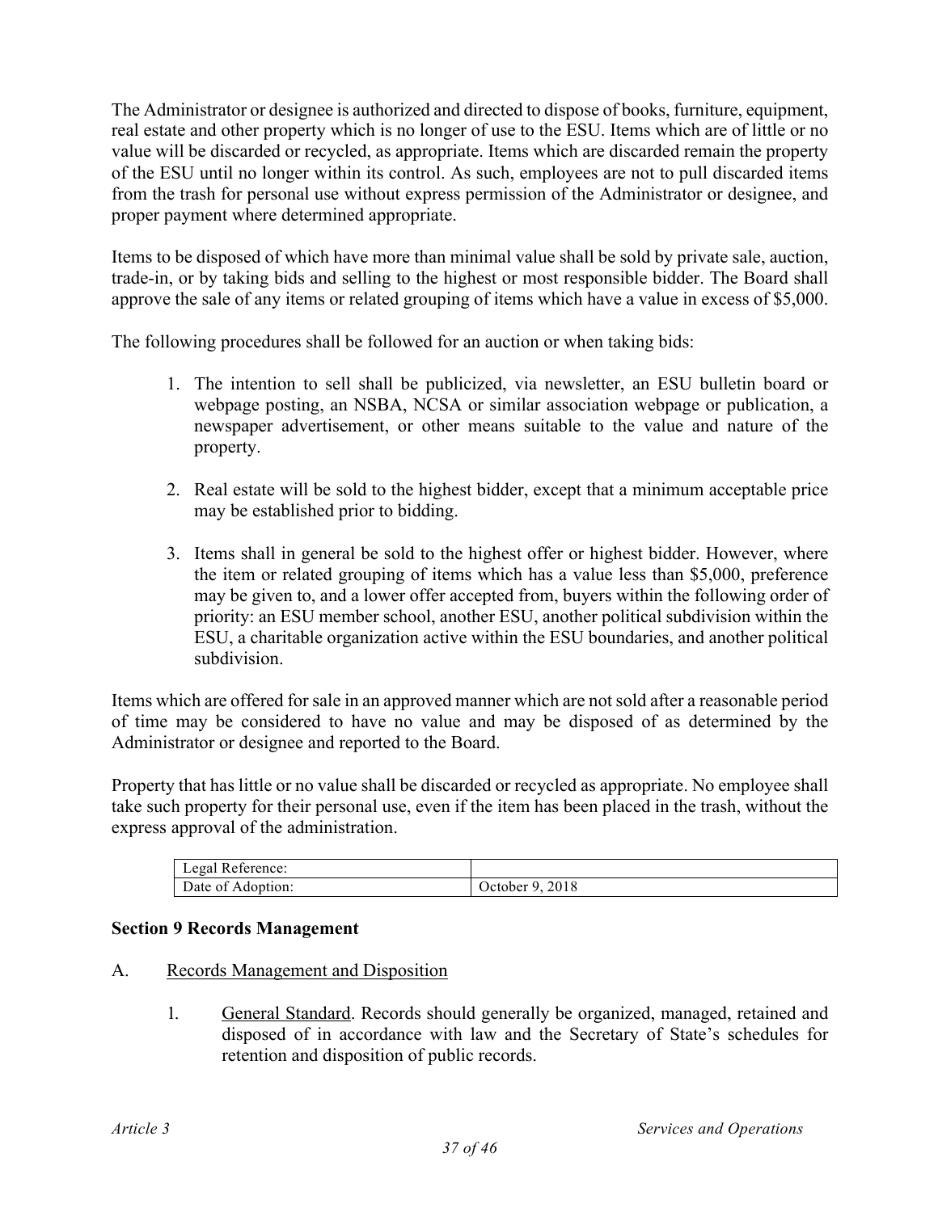The Administrator or designee is authorized and directed to dispose of books, furniture, equipment, real estate and other property which is no longer of use to the ESU. Items which are of little or no value will be discarded or recycled, as appropriate. Items which are discarded remain the property of the ESU until no longer within its control. As such, employees are not to pull discarded items from the trash for personal use without express permission of the Administrator or designee, and proper payment where determined appropriate.

Items to be disposed of which have more than minimal value shall be sold by private sale, auction, trade-in, or by taking bids and selling to the highest or most responsible bidder. The Board shall approve the sale of any items or related grouping of items which have a value in excess of $5,000.

The following procedures shall be followed for an auction or when taking bids:

1. The intention to sell shall be publicized, via newsletter, an ESU bulletin board or webpage posting, an NSBA, NCSA or similar association webpage or publication, a newspaper advertisement, or other means suitable to the value and nature of the property.

2. Real estate will be sold to the highest bidder, except that a minimum acceptable price may be established prior to bidding.

3. Items shall in general be sold to the highest offer or highest bidder. However, where the item or related grouping of items which has a value less than $5,000, preference may be given to, and a lower offer accepted from, buyers within the following order of priority: an ESU member school, another ESU, another political subdivision within the ESU, a charitable organization active within the ESU boundaries, and another political subdivision.

Items which are offered for sale in an approved manner which are not sold after a reasonable period of time may be considered to have no value and may be disposed of as determined by the Administrator or designee and reported to the Board.

Property that has little or no value shall be discarded or recycled as appropriate. No employee shall take such property for their personal use, even if the item has been placed in the trash, without the express approval of the administration.

| Legal Reference: | |
|---|---|
| Date of Adoption: | October 9, 2018 |

**Section 9 Records Management**

A. Records Management and Disposition

1. General Standard. Records should generally be organized, managed, retained and disposed of in accordance with law and the Secretary of State's schedules for retention and disposition of public records.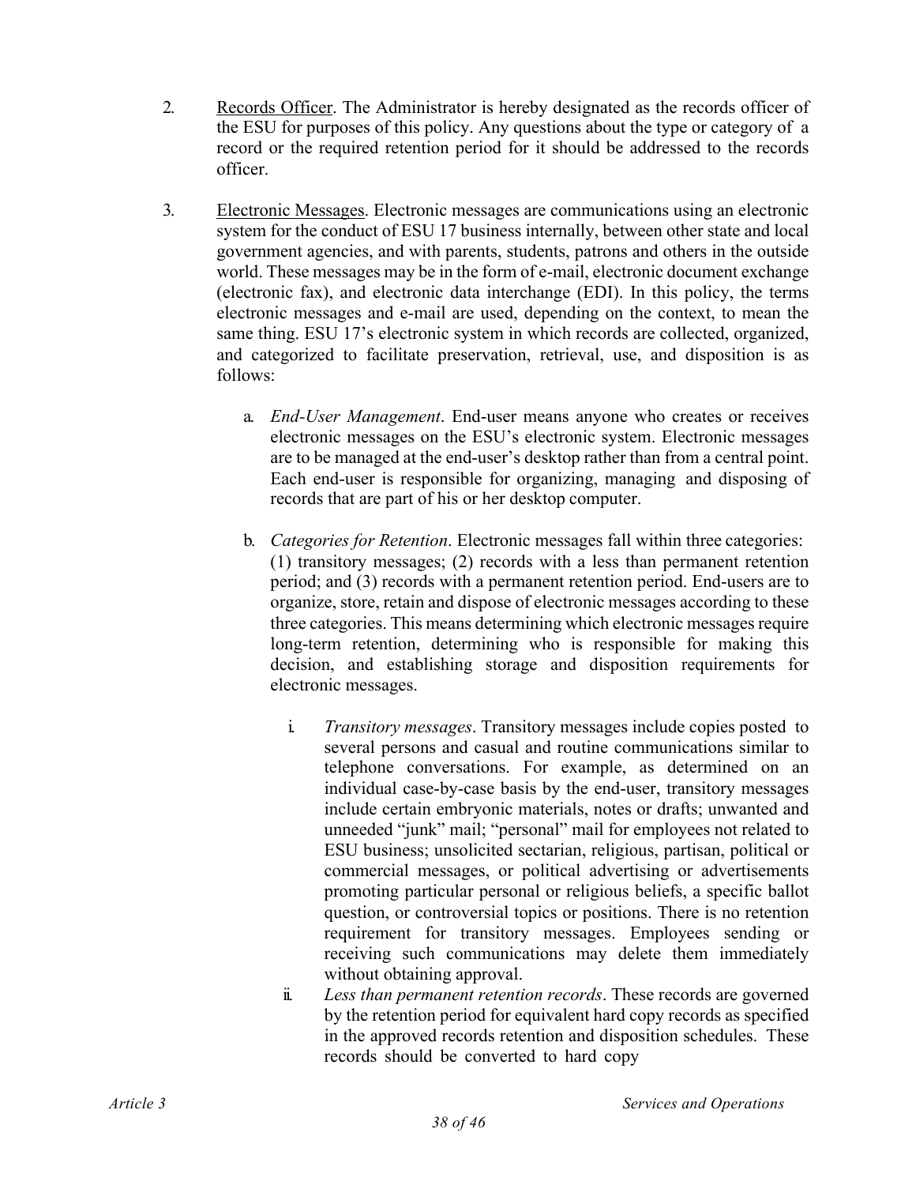2. <u>Records Officer</u>. The Administrator is hereby designated as the records officer of the ESU for purposes of this policy. Any questions about the type or category of a record or the required retention period for it should be addressed to the records officer.

3. <u>Electronic Messages</u>. Electronic messages are communications using an electronic system for the conduct of ESU 17 business internally, between other state and local government agencies, and with parents, students, patrons and others in the outside world. These messages may be in the form of e-mail, electronic document exchange (electronic fax), and electronic data interchange (EDI). In this policy, the terms electronic messages and e-mail are used, depending on the context, to mean the same thing. ESU 17's electronic system in which records are collected, organized, and categorized to facilitate preservation, retrieval, use, and disposition is as follows:

   a. *End-User Management*. End-user means anyone who creates or receives electronic messages on the ESU's electronic system. Electronic messages are to be managed at the end-user's desktop rather than from a central point. Each end-user is responsible for organizing, managing and disposing of records that are part of his or her desktop computer.

   b. *Categories for Retention*. Electronic messages fall within three categories: (1) transitory messages; (2) records with a less than permanent retention period; and (3) records with a permanent retention period. End-users are to organize, store, retain and dispose of electronic messages according to these three categories. This means determining which electronic messages require long-term retention, determining who is responsible for making this decision, and establishing storage and disposition requirements for electronic messages.

      i. *Transitory messages*. Transitory messages include copies posted to several persons and casual and routine communications similar to telephone conversations. For example, as determined on an individual case-by-case basis by the end-user, transitory messages include certain embryonic materials, notes or drafts; unwanted and unneeded "junk" mail; "personal" mail for employees not related to ESU business; unsolicited sectarian, religious, partisan, political or commercial messages, or political advertising or advertisements promoting particular personal or religious beliefs, a specific ballot question, or controversial topics or positions. There is no retention requirement for transitory messages. Employees sending or receiving such communications may delete them immediately without obtaining approval.

      ii. *Less than permanent retention records*. These records are governed by the retention period for equivalent hard copy records as specified in the approved records retention and disposition schedules. These records should be converted to hard copy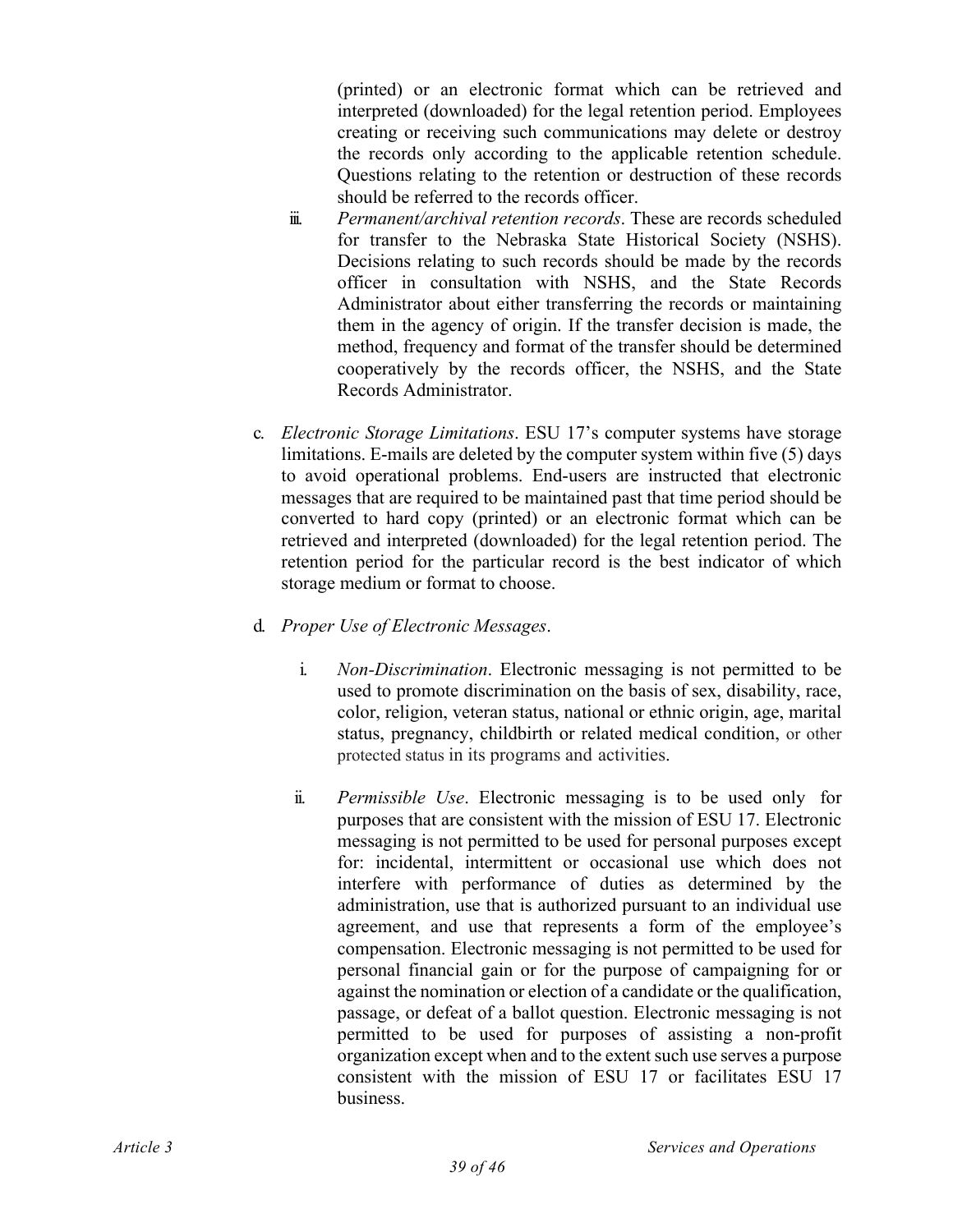(printed) or an electronic format which can be retrieved and interpreted (downloaded) for the legal retention period. Employees creating or receiving such communications may delete or destroy the records only according to the applicable retention schedule. Questions relating to the retention or destruction of these records should be referred to the records officer.

iii. *Permanent/archival retention records*. These are records scheduled for transfer to the Nebraska State Historical Society (NSHS). Decisions relating to such records should be made by the records officer in consultation with NSHS, and the State Records Administrator about either transferring the records or maintaining them in the agency of origin. If the transfer decision is made, the method, frequency and format of the transfer should be determined cooperatively by the records officer, the NSHS, and the State Records Administrator.

c. *Electronic Storage Limitations*. ESU 17's computer systems have storage limitations. E-mails are deleted by the computer system within five (5) days to avoid operational problems. End-users are instructed that electronic messages that are required to be maintained past that time period should be converted to hard copy (printed) or an electronic format which can be retrieved and interpreted (downloaded) for the legal retention period. The retention period for the particular record is the best indicator of which storage medium or format to choose.

d. *Proper Use of Electronic Messages*.

i. *Non-Discrimination*. Electronic messaging is not permitted to be used to promote discrimination on the basis of sex, disability, race, color, religion, veteran status, national or ethnic origin, age, marital status, pregnancy, childbirth or related medical condition, or other protected status in its programs and activities.

ii. *Permissible Use*. Electronic messaging is to be used only for purposes that are consistent with the mission of ESU 17. Electronic messaging is not permitted to be used for personal purposes except for: incidental, intermittent or occasional use which does not interfere with performance of duties as determined by the administration, use that is authorized pursuant to an individual use agreement, and use that represents a form of the employee's compensation. Electronic messaging is not permitted to be used for personal financial gain or for the purpose of campaigning for or against the nomination or election of a candidate or the qualification, passage, or defeat of a ballot question. Electronic messaging is not permitted to be used for purposes of assisting a non-profit organization except when and to the extent such use serves a purpose consistent with the mission of ESU 17 or facilitates ESU 17 business.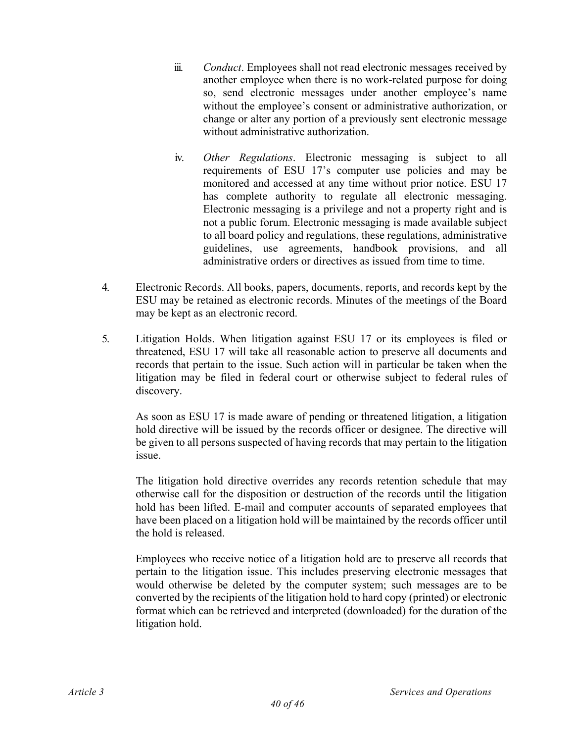iii. *Conduct*. Employees shall not read electronic messages received by another employee when there is no work-related purpose for doing so, send electronic messages under another employee's name without the employee's consent or administrative authorization, or change or alter any portion of a previously sent electronic message without administrative authorization.

iv. *Other Regulations*. Electronic messaging is subject to all requirements of ESU 17's computer use policies and may be monitored and accessed at any time without prior notice. ESU 17 has complete authority to regulate all electronic messaging. Electronic messaging is a privilege and not a property right and is not a public forum. Electronic messaging is made available subject to all board policy and regulations, these regulations, administrative guidelines, use agreements, handbook provisions, and all administrative orders or directives as issued from time to time.

4. <u>Electronic Records</u>. All books, papers, documents, reports, and records kept by the ESU may be retained as electronic records. Minutes of the meetings of the Board may be kept as an electronic record.

5. <u>Litigation Holds</u>. When litigation against ESU 17 or its employees is filed or threatened, ESU 17 will take all reasonable action to preserve all documents and records that pertain to the issue. Such action will in particular be taken when the litigation may be filed in federal court or otherwise subject to federal rules of discovery.

   As soon as ESU 17 is made aware of pending or threatened litigation, a litigation hold directive will be issued by the records officer or designee. The directive will be given to all persons suspected of having records that may pertain to the litigation issue.

   The litigation hold directive overrides any records retention schedule that may otherwise call for the disposition or destruction of the records until the litigation hold has been lifted. E-mail and computer accounts of separated employees that have been placed on a litigation hold will be maintained by the records officer until the hold is released.

   Employees who receive notice of a litigation hold are to preserve all records that pertain to the litigation issue. This includes preserving electronic messages that would otherwise be deleted by the computer system; such messages are to be converted by the recipients of the litigation hold to hard copy (printed) or electronic format which can be retrieved and interpreted (downloaded) for the duration of the litigation hold.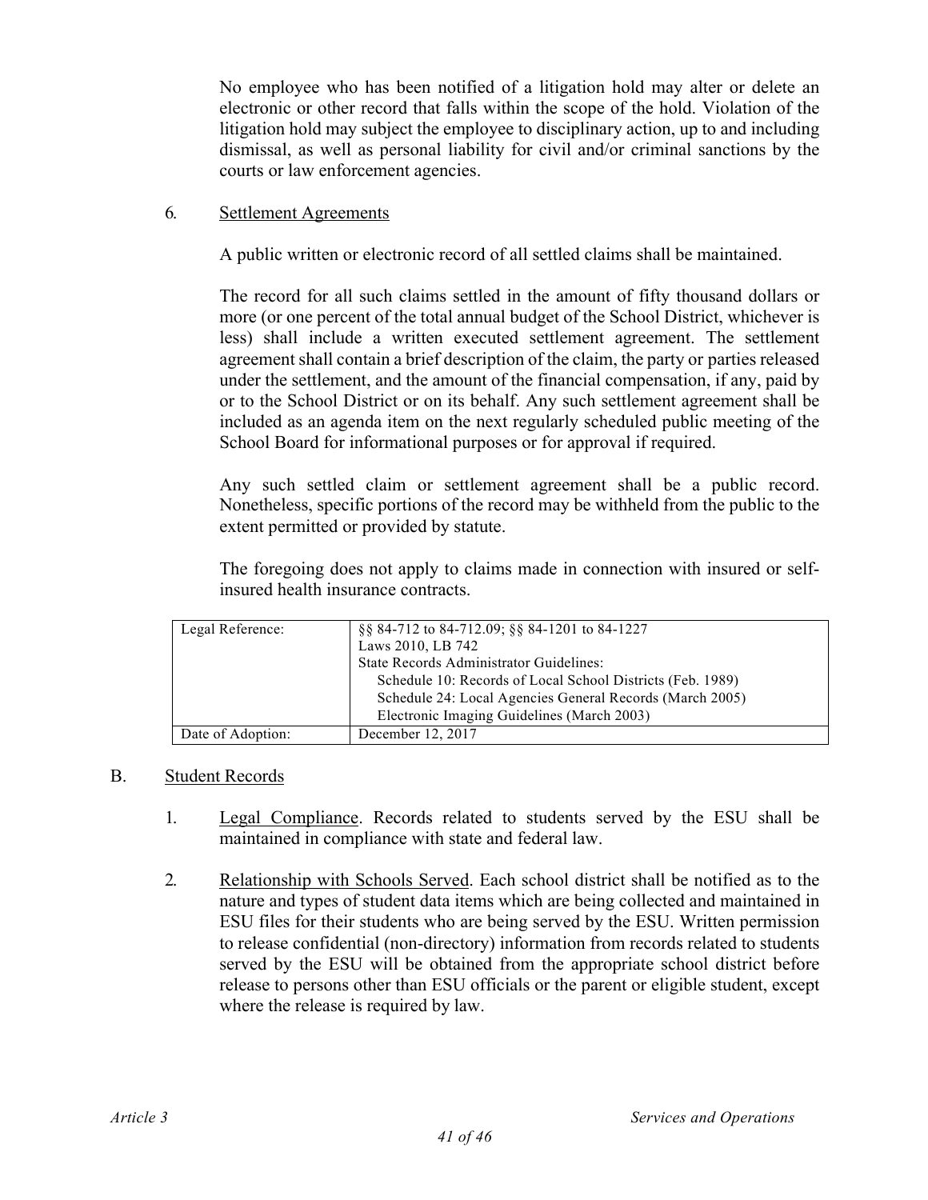No employee who has been notified of a litigation hold may alter or delete an electronic or other record that falls within the scope of the hold. Violation of the litigation hold may subject the employee to disciplinary action, up to and including dismissal, as well as personal liability for civil and/or criminal sanctions by the courts or law enforcement agencies.

6. Settlement Agreements

A public written or electronic record of all settled claims shall be maintained.

The record for all such claims settled in the amount of fifty thousand dollars or more (or one percent of the total annual budget of the School District, whichever is less) shall include a written executed settlement agreement. The settlement agreement shall contain a brief description of the claim, the party or parties released under the settlement, and the amount of the financial compensation, if any, paid by or to the School District or on its behalf. Any such settlement agreement shall be included as an agenda item on the next regularly scheduled public meeting of the School Board for informational purposes or for approval if required.

Any such settled claim or settlement agreement shall be a public record. Nonetheless, specific portions of the record may be withheld from the public to the extent permitted or provided by statute.

The foregoing does not apply to claims made in connection with insured or self-insured health insurance contracts.

| Legal Reference: | §§ 84-712 to 84-712.09; §§ 84-1201 to 84-1227<br>Laws 2010, LB 742<br>State Records Administrator Guidelines:<br>Schedule 10: Records of Local School Districts (Feb. 1989)<br>Schedule 24: Local Agencies General Records (March 2005)<br>Electronic Imaging Guidelines (March 2003) |
|---|---|
| Date of Adoption: | December 12, 2017 |

B. Student Records

1. Legal Compliance. Records related to students served by the ESU shall be maintained in compliance with state and federal law.

2. Relationship with Schools Served. Each school district shall be notified as to the nature and types of student data items which are being collected and maintained in ESU files for their students who are being served by the ESU. Written permission to release confidential (non-directory) information from records related to students served by the ESU will be obtained from the appropriate school district before release to persons other than ESU officials or the parent or eligible student, except where the release is required by law.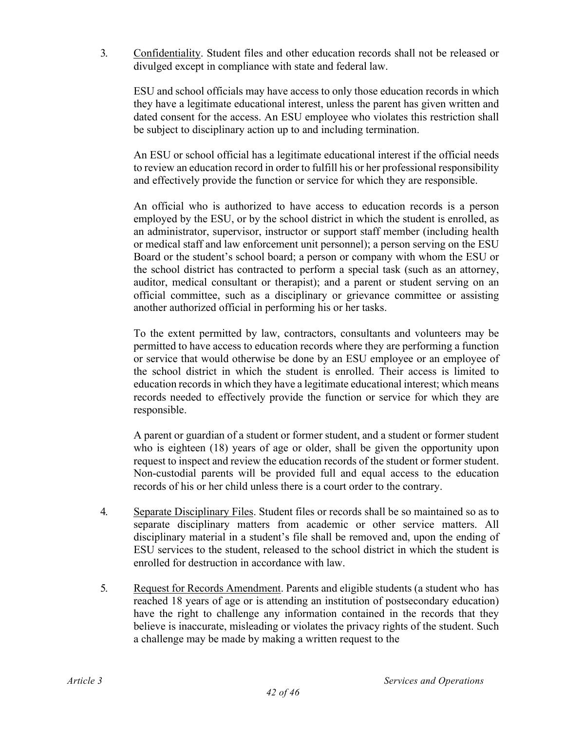3. <u>Confidentiality</u>. Student files and other education records shall not be released or divulged except in compliance with state and federal law.

   ESU and school officials may have access to only those education records in which they have a legitimate educational interest, unless the parent has given written and dated consent for the access. An ESU employee who violates this restriction shall be subject to disciplinary action up to and including termination.

   An ESU or school official has a legitimate educational interest if the official needs to review an education record in order to fulfill his or her professional responsibility and effectively provide the function or service for which they are responsible.

   An official who is authorized to have access to education records is a person employed by the ESU, or by the school district in which the student is enrolled, as an administrator, supervisor, instructor or support staff member (including health or medical staff and law enforcement unit personnel); a person serving on the ESU Board or the student's school board; a person or company with whom the ESU or the school district has contracted to perform a special task (such as an attorney, auditor, medical consultant or therapist); and a parent or student serving on an official committee, such as a disciplinary or grievance committee or assisting another authorized official in performing his or her tasks.

   To the extent permitted by law, contractors, consultants and volunteers may be permitted to have access to education records where they are performing a function or service that would otherwise be done by an ESU employee or an employee of the school district in which the student is enrolled. Their access is limited to education records in which they have a legitimate educational interest; which means records needed to effectively provide the function or service for which they are responsible.

   A parent or guardian of a student or former student, and a student or former student who is eighteen (18) years of age or older, shall be given the opportunity upon request to inspect and review the education records of the student or former student. Non-custodial parents will be provided full and equal access to the education records of his or her child unless there is a court order to the contrary.

4. <u>Separate Disciplinary Files</u>. Student files or records shall be so maintained so as to separate disciplinary matters from academic or other service matters. All disciplinary material in a student's file shall be removed and, upon the ending of ESU services to the student, released to the school district in which the student is enrolled for destruction in accordance with law.

5. <u>Request for Records Amendment</u>. Parents and eligible students (a student who has reached 18 years of age or is attending an institution of postsecondary education) have the right to challenge any information contained in the records that they believe is inaccurate, misleading or violates the privacy rights of the student. Such a challenge may be made by making a written request to the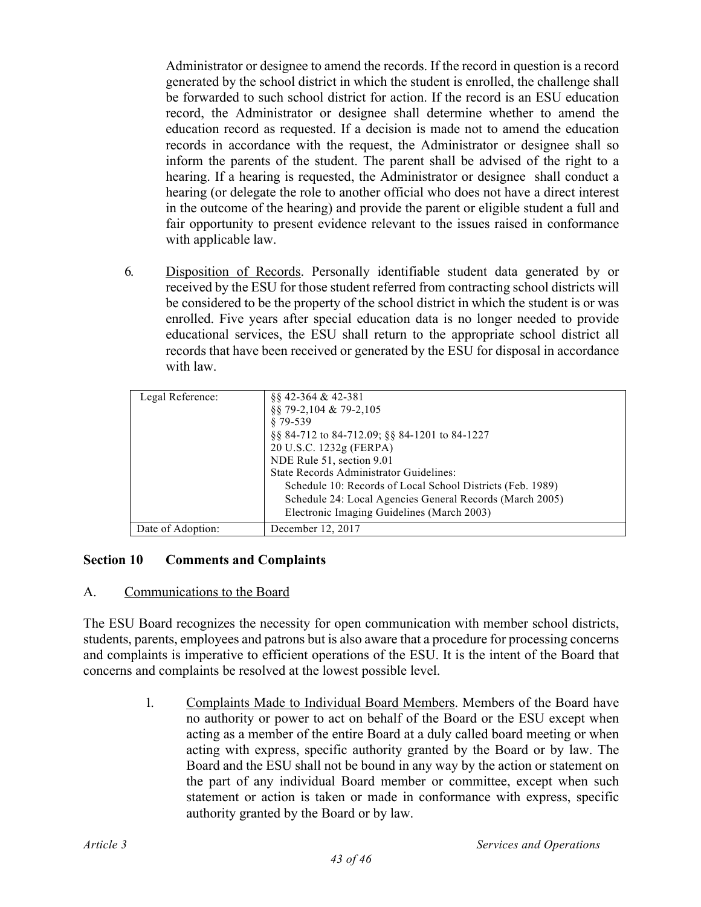Administrator or designee to amend the records. If the record in question is a record generated by the school district in which the student is enrolled, the challenge shall be forwarded to such school district for action. If the record is an ESU education record, the Administrator or designee shall determine whether to amend the education record as requested. If a decision is made not to amend the education records in accordance with the request, the Administrator or designee shall so inform the parents of the student. The parent shall be advised of the right to a hearing. If a hearing is requested, the Administrator or designee shall conduct a hearing (or delegate the role to another official who does not have a direct interest in the outcome of the hearing) and provide the parent or eligible student a full and fair opportunity to present evidence relevant to the issues raised in conformance with applicable law.

6. Disposition of Records. Personally identifiable student data generated by or received by the ESU for those student referred from contracting school districts will be considered to be the property of the school district in which the student is or was enrolled. Five years after special education data is no longer needed to provide educational services, the ESU shall return to the appropriate school district all records that have been received or generated by the ESU for disposal in accordance with law.

| Legal Reference: | §§ 42-364 & 42-381<br>§§ 79-2,104 & 79-2,105<br>§ 79-539<br>§§ 84-712 to 84-712.09; §§ 84-1201 to 84-1227<br>20 U.S.C. 1232g (FERPA)<br>NDE Rule 51, section 9.01<br>State Records Administrator Guidelines:<br>Schedule 10: Records of Local School Districts (Feb. 1989)<br>Schedule 24: Local Agencies General Records (March 2005)<br>Electronic Imaging Guidelines (March 2003) |
|---|---|
| Date of Adoption: | December 12, 2017 |

## Section 10 Comments and Complaints

A. Communications to the Board

The ESU Board recognizes the necessity for open communication with member school districts, students, parents, employees and patrons but is also aware that a procedure for processing concerns and complaints is imperative to efficient operations of the ESU. It is the intent of the Board that concerns and complaints be resolved at the lowest possible level.

1. Complaints Made to Individual Board Members. Members of the Board have no authority or power to act on behalf of the Board or the ESU except when acting as a member of the entire Board at a duly called board meeting or when acting with express, specific authority granted by the Board or by law. The Board and the ESU shall not be bound in any way by the action or statement on the part of any individual Board member or committee, except when such statement or action is taken or made in conformance with express, specific authority granted by the Board or by law.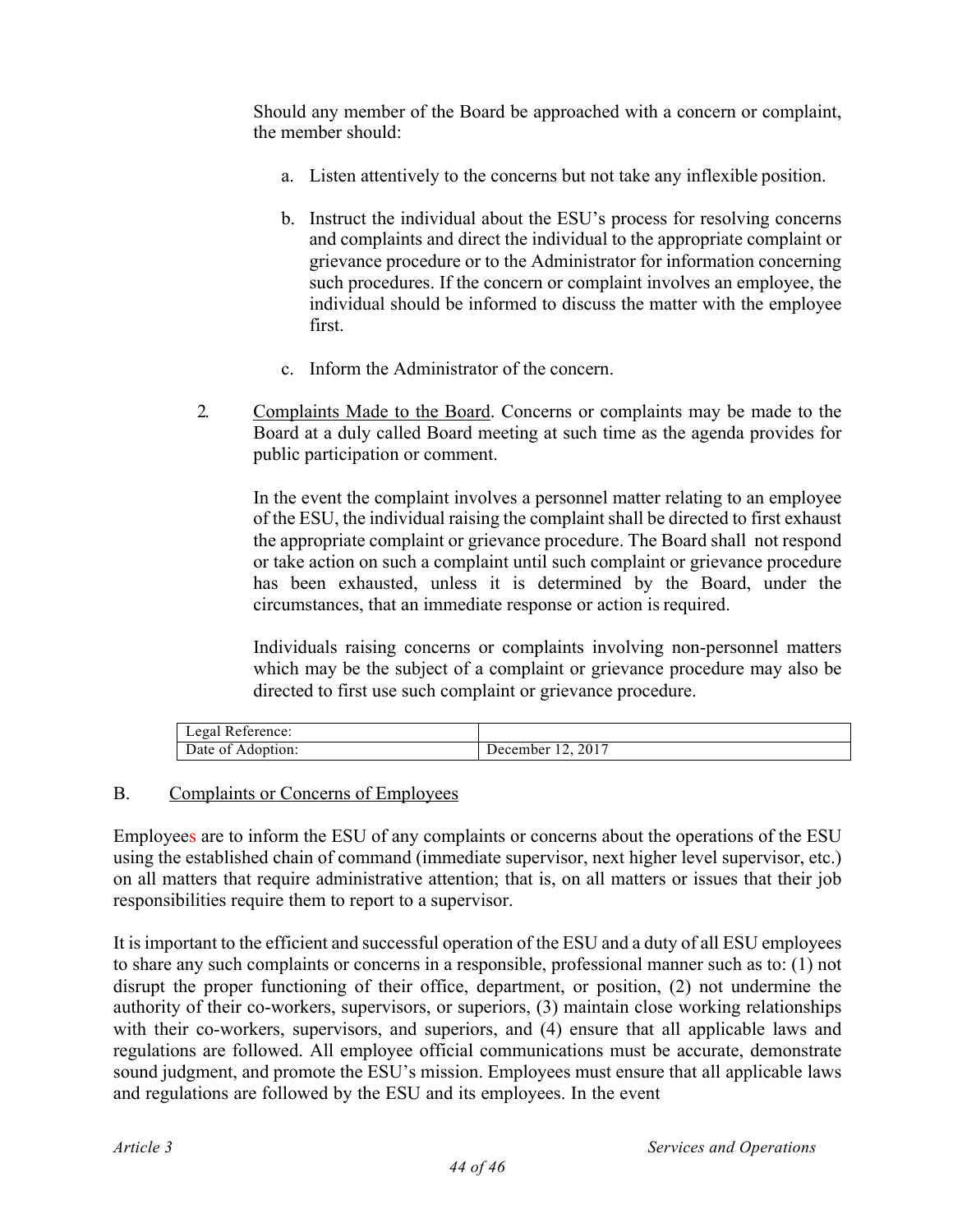Should any member of the Board be approached with a concern or complaint, the member should:

a. Listen attentively to the concerns but not take any inflexible position.

b. Instruct the individual about the ESU's process for resolving concerns and complaints and direct the individual to the appropriate complaint or grievance procedure or to the Administrator for information concerning such procedures. If the concern or complaint involves an employee, the individual should be informed to discuss the matter with the employee first.

c. Inform the Administrator of the concern.

2. Complaints Made to the Board. Concerns or complaints may be made to the Board at a duly called Board meeting at such time as the agenda provides for public participation or comment.

In the event the complaint involves a personnel matter relating to an employee of the ESU, the individual raising the complaint shall be directed to first exhaust the appropriate complaint or grievance procedure. The Board shall not respond or take action on such a complaint until such complaint or grievance procedure has been exhausted, unless it is determined by the Board, under the circumstances, that an immediate response or action is required.

Individuals raising concerns or complaints involving non-personnel matters which may be the subject of a complaint or grievance procedure may also be directed to first use such complaint or grievance procedure.

| Legal Reference: | |
|---|---|
| Date of Adoption: | December 12, 2017 |

B. Complaints or Concerns of Employees

Employees are to inform the ESU of any complaints or concerns about the operations of the ESU using the established chain of command (immediate supervisor, next higher level supervisor, etc.) on all matters that require administrative attention; that is, on all matters or issues that their job responsibilities require them to report to a supervisor.

It is important to the efficient and successful operation of the ESU and a duty of all ESU employees to share any such complaints or concerns in a responsible, professional manner such as to: (1) not disrupt the proper functioning of their office, department, or position, (2) not undermine the authority of their co-workers, supervisors, or superiors, (3) maintain close working relationships with their co-workers, supervisors, and superiors, and (4) ensure that all applicable laws and regulations are followed. All employee official communications must be accurate, demonstrate sound judgment, and promote the ESU's mission. Employees must ensure that all applicable laws and regulations are followed by the ESU and its employees. In the event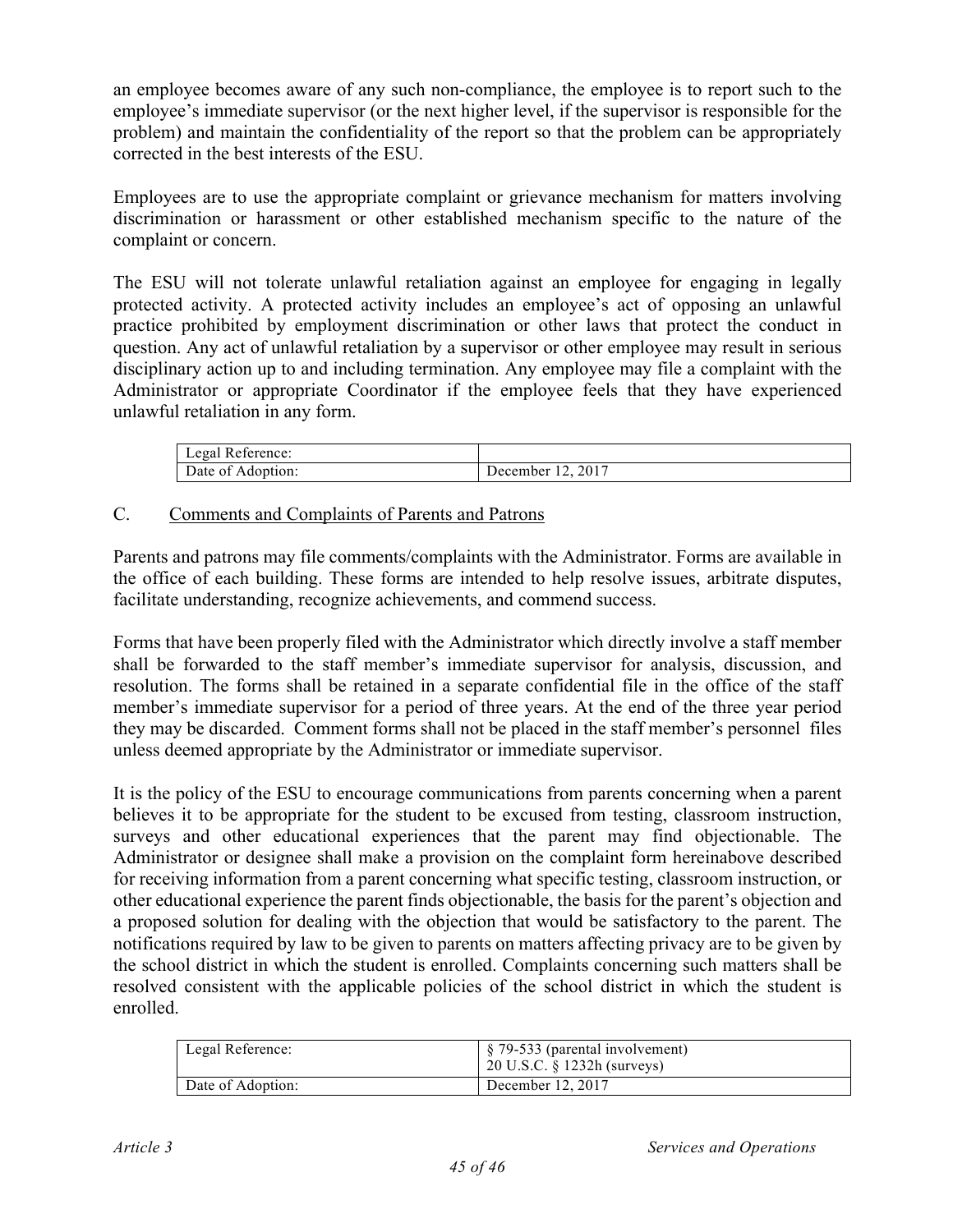an employee becomes aware of any such non-compliance, the employee is to report such to the employee's immediate supervisor (or the next higher level, if the supervisor is responsible for the problem) and maintain the confidentiality of the report so that the problem can be appropriately corrected in the best interests of the ESU.

Employees are to use the appropriate complaint or grievance mechanism for matters involving discrimination or harassment or other established mechanism specific to the nature of the complaint or concern.

The ESU will not tolerate unlawful retaliation against an employee for engaging in legally protected activity. A protected activity includes an employee's act of opposing an unlawful practice prohibited by employment discrimination or other laws that protect the conduct in question. Any act of unlawful retaliation by a supervisor or other employee may result in serious disciplinary action up to and including termination. Any employee may file a complaint with the Administrator or appropriate Coordinator if the employee feels that they have experienced unlawful retaliation in any form.

| Legal Reference: | |
|---|---|
| Date of Adoption: | December 12, 2017 |

C. <u>Comments and Complaints of Parents and Patrons</u>

Parents and patrons may file comments/complaints with the Administrator. Forms are available in the office of each building. These forms are intended to help resolve issues, arbitrate disputes, facilitate understanding, recognize achievements, and commend success.

Forms that have been properly filed with the Administrator which directly involve a staff member shall be forwarded to the staff member's immediate supervisor for analysis, discussion, and resolution. The forms shall be retained in a separate confidential file in the office of the staff member's immediate supervisor for a period of three years. At the end of the three year period they may be discarded. Comment forms shall not be placed in the staff member's personnel files unless deemed appropriate by the Administrator or immediate supervisor.

It is the policy of the ESU to encourage communications from parents concerning when a parent believes it to be appropriate for the student to be excused from testing, classroom instruction, surveys and other educational experiences that the parent may find objectionable. The Administrator or designee shall make a provision on the complaint form hereinabove described for receiving information from a parent concerning what specific testing, classroom instruction, or other educational experience the parent finds objectionable, the basis for the parent's objection and a proposed solution for dealing with the objection that would be satisfactory to the parent. The notifications required by law to be given to parents on matters affecting privacy are to be given by the school district in which the student is enrolled. Complaints concerning such matters shall be resolved consistent with the applicable policies of the school district in which the student is enrolled.

| Legal Reference: | § 79-533 (parental involvement)<br>20 U.S.C. § 1232h (surveys) |
|---|---|
| Date of Adoption: | December 12, 2017 |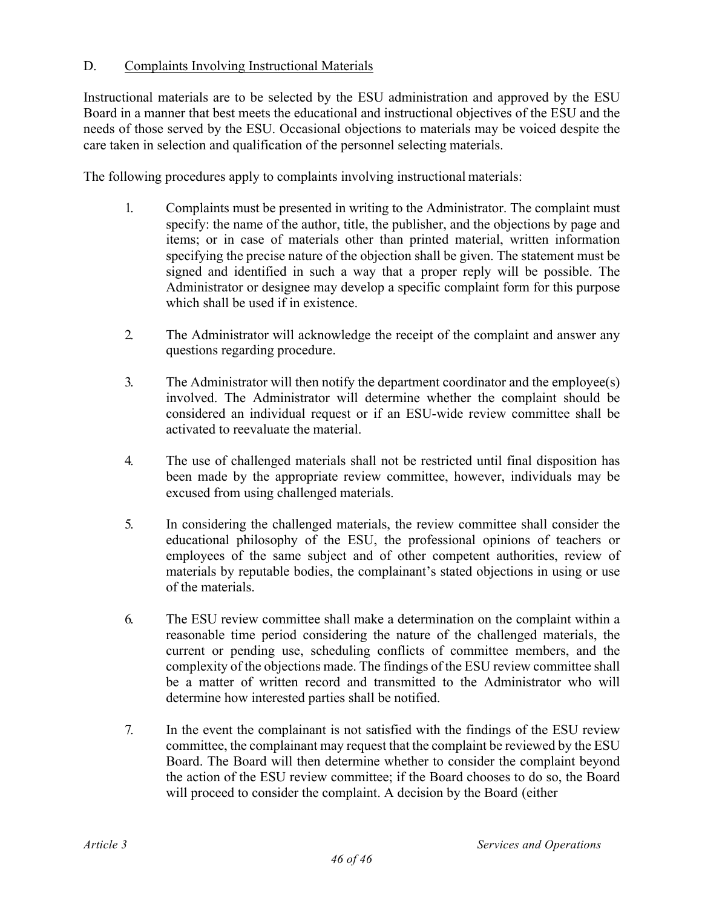### D. Complaints Involving Instructional Materials

Instructional materials are to be selected by the ESU administration and approved by the ESU Board in a manner that best meets the educational and instructional objectives of the ESU and the needs of those served by the ESU. Occasional objections to materials may be voiced despite the care taken in selection and qualification of the personnel selecting materials.

The following procedures apply to complaints involving instructional materials:

1. Complaints must be presented in writing to the Administrator. The complaint must specify: the name of the author, title, the publisher, and the objections by page and items; or in case of materials other than printed material, written information specifying the precise nature of the objection shall be given. The statement must be signed and identified in such a way that a proper reply will be possible. The Administrator or designee may develop a specific complaint form for this purpose which shall be used if in existence.

2. The Administrator will acknowledge the receipt of the complaint and answer any questions regarding procedure.

3. The Administrator will then notify the department coordinator and the employee(s) involved. The Administrator will determine whether the complaint should be considered an individual request or if an ESU-wide review committee shall be activated to reevaluate the material.

4. The use of challenged materials shall not be restricted until final disposition has been made by the appropriate review committee, however, individuals may be excused from using challenged materials.

5. In considering the challenged materials, the review committee shall consider the educational philosophy of the ESU, the professional opinions of teachers or employees of the same subject and of other competent authorities, review of materials by reputable bodies, the complainant's stated objections in using or use of the materials.

6. The ESU review committee shall make a determination on the complaint within a reasonable time period considering the nature of the challenged materials, the current or pending use, scheduling conflicts of committee members, and the complexity of the objections made. The findings of the ESU review committee shall be a matter of written record and transmitted to the Administrator who will determine how interested parties shall be notified.

7. In the event the complainant is not satisfied with the findings of the ESU review committee, the complainant may request that the complaint be reviewed by the ESU Board. The Board will then determine whether to consider the complaint beyond the action of the ESU review committee; if the Board chooses to do so, the Board will proceed to consider the complaint. A decision by the Board (either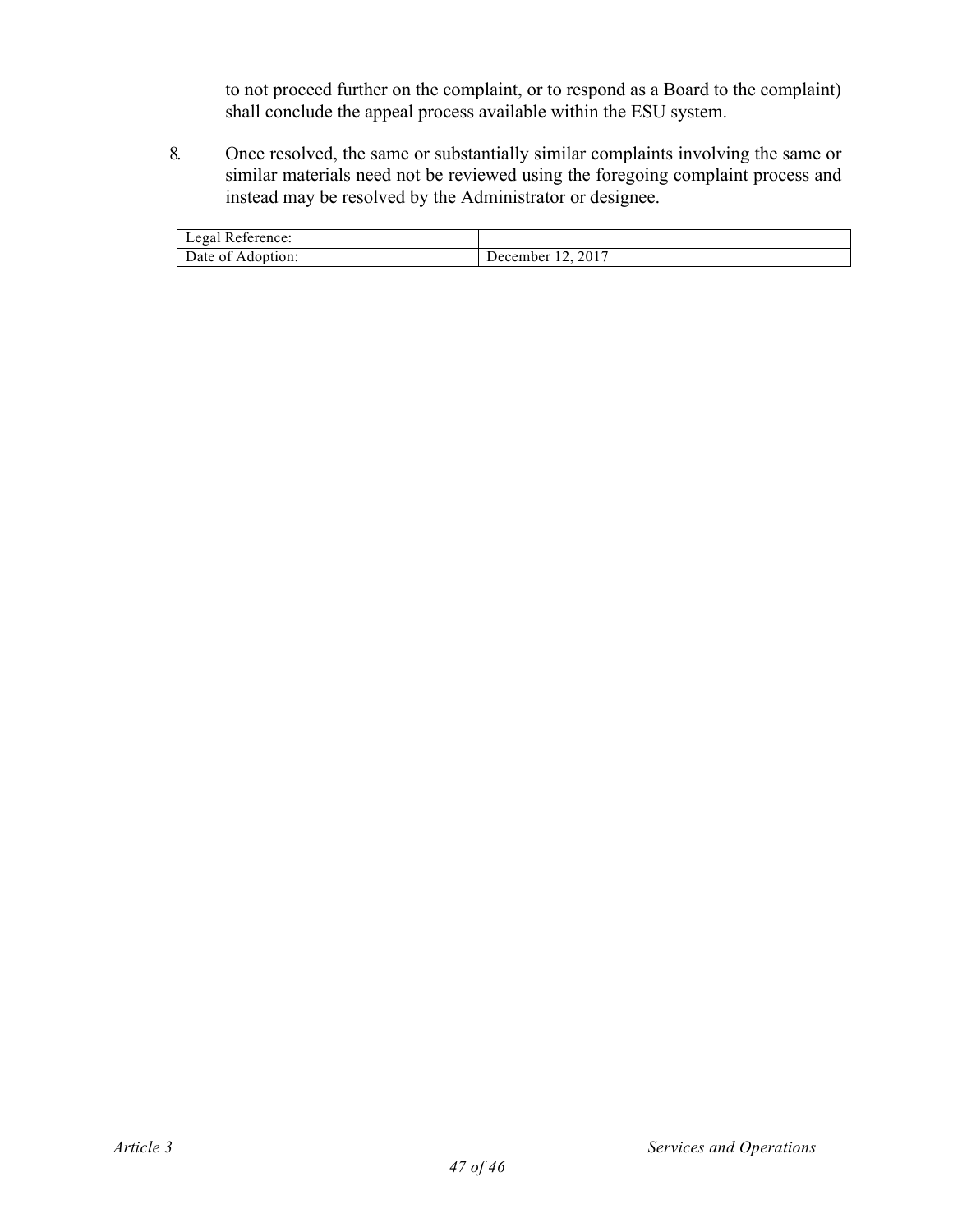to not proceed further on the complaint, or to respond as a Board to the complaint) shall conclude the appeal process available within the ESU system.

8. Once resolved, the same or substantially similar complaints involving the same or similar materials need not be reviewed using the foregoing complaint process and instead may be resolved by the Administrator or designee.

| | |
|---|---|
| Legal Reference: | |
| Date of Adoption: | December 12, 2017 |